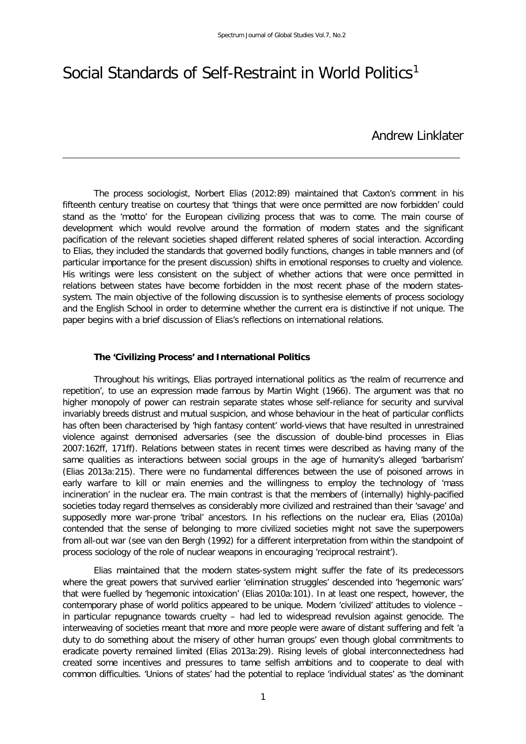# Social Standards of Self-Restraint in World Politics[1]

Andrew Linklater

The process sociologist, Norbert Elias (2012:89) maintained that Caxton's comment in his fifteenth century treatise on courtesy that 'things that were once permitted are now forbidden' could stand as the 'motto' for the European civilizing process that was to come. The main course of development which would revolve around the formation of modern states and the significant pacification of the relevant societies shaped different related spheres of social interaction. According to Elias, they included the standards that governed bodily functions, changes in table manners and (of particular importance for the present discussion) shifts in emotional responses to cruelty and violence. His writings were less consistent on the subject of whether actions that were once permitted in relations between states have become forbidden in the most recent phase of the modern states-system. The main objective of the following discussion is to synthesise elements of process sociology and the English School in order to determine whether the current era is distinctive if not unique. The paper begins with a brief discussion of Elias's reflections on international relations.

### The 'Civilizing Process' and International Politics

Throughout his writings, Elias portrayed international politics as 'the realm of recurrence and repetition', to use an expression made famous by Martin Wight (1966). The argument was that no higher monopoly of power can restrain separate states whose self-reliance for security and survival invariably breeds distrust and mutual suspicion, and whose behaviour in the heat of particular conflicts has often been characterised by 'high fantasy content' world-views that have resulted in unrestrained violence against demonised adversaries (see the discussion of double-bind processes in Elias 2007:162ff, 171ff). Relations between states in recent times were described as having many of the same qualities as interactions between social groups in the age of humanity's alleged 'barbarism' (Elias 2013a:215). There were no fundamental differences between the use of poisoned arrows in early warfare to kill or main enemies and the willingness to employ the technology of 'mass incineration' in the nuclear era. The main contrast is that the members of (internally) highly-pacified societies today regard themselves as considerably more civilized and restrained than their 'savage' and supposedly more war-prone 'tribal' ancestors. In his reflections on the nuclear era, Elias (2010a) contended that the sense of belonging to more civilized societies might not save the superpowers from all-out war (see van den Bergh (1992) for a different interpretation from within the standpoint of process sociology of the role of nuclear weapons in encouraging 'reciprocal restraint').

Elias maintained that the modern states-system might suffer the fate of its predecessors where the great powers that survived earlier 'elimination struggles' descended into 'hegemonic wars' that were fuelled by 'hegemonic intoxication' (Elias 2010a:101). In at least one respect, however, the contemporary phase of world politics appeared to be unique. Modern 'civilized' attitudes to violence – in particular repugnance towards cruelty – had led to widespread revulsion against genocide. The interweaving of societies meant that more and more people were aware of distant suffering and felt 'a duty to do something about the misery of other human groups' even though global commitments to eradicate poverty remained limited (Elias 2013a:29). Rising levels of global interconnectedness had created some incentives and pressures to tame selfish ambitions and to cooperate to deal with common difficulties. 'Unions of states' had the potential to replace 'individual states' as 'the dominant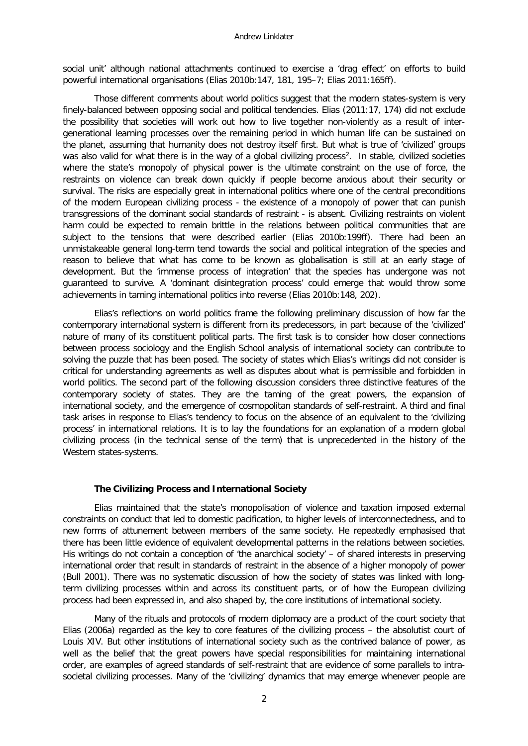social unit' although national attachments continued to exercise a 'drag effect' on efforts to build powerful international organisations (Elias 2010b:147, 181, 195–7; Elias 2011:165ff).

Those different comments about world politics suggest that the modern states-system is very finely-balanced between opposing social and political tendencies. Elias (2011:17, 174) did not exclude the possibility that societies will work out how to live together non-violently as a result of inter-generational learning processes over the remaining period in which human life can be sustained on the planet, assuming that humanity does not destroy itself first. But what is true of 'civilized' groups was also valid for what there is in the way of a global civilizing process[2]. In stable, civilized societies where the state's monopoly of physical power is the ultimate constraint on the use of force, the restraints on violence can break down quickly if people become anxious about their security or survival. The risks are especially great in international politics where one of the central preconditions of the modern European civilizing process - the existence of a monopoly of power that can punish transgressions of the dominant social standards of restraint - is absent. Civilizing restraints on violent harm could be expected to remain brittle in the relations between political communities that are subject to the tensions that were described earlier (Elias 2010b:199ff). There had been an unmistakeable general long-term tend towards the social and political integration of the species and reason to believe that what has come to be known as globalisation is still at an early stage of development. But the 'immense process of integration' that the species has undergone was not guaranteed to survive. A 'dominant disintegration process' could emerge that would throw some achievements in taming international politics into reverse (Elias 2010b:148, 202).

Elias's reflections on world politics frame the following preliminary discussion of how far the contemporary international system is different from its predecessors, in part because of the 'civilized' nature of many of its constituent political parts. The first task is to consider how closer connections between process sociology and the English School analysis of international society can contribute to solving the puzzle that has been posed. The society of states which Elias's writings did not consider is critical for understanding agreements as well as disputes about what is permissible and forbidden in world politics. The second part of the following discussion considers three distinctive features of the contemporary society of states. They are the taming of the great powers, the expansion of international society, and the emergence of cosmopolitan standards of self-restraint. A third and final task arises in response to Elias's tendency to focus on the absence of an equivalent to the 'civilizing process' in international relations. It is to lay the foundations for an explanation of a modern global civilizing process (in the technical sense of the term) that is unprecedented in the history of the Western states-systems.

## The Civilizing Process and International Society

Elias maintained that the state's monopolisation of violence and taxation imposed external constraints on conduct that led to domestic pacification, to higher levels of interconnectedness, and to new forms of attunement between members of the same society. He repeatedly emphasised that there has been little evidence of equivalent developmental patterns in the relations between societies. His writings do not contain a conception of 'the anarchical society' – of shared interests in preserving international order that result in standards of restraint in the absence of a higher monopoly of power (Bull 2001). There was no systematic discussion of how the society of states was linked with long-term civilizing processes within and across its constituent parts, or of how the European civilizing process had been expressed in, and also shaped by, the core institutions of international society.

Many of the rituals and protocols of modern diplomacy are a product of the court society that Elias (2006a) regarded as the key to core features of the civilizing process – the absolutist court of Louis XIV. But other institutions of international society such as the contrived balance of power, as well as the belief that the great powers have special responsibilities for maintaining international order, are examples of agreed standards of self-restraint that are evidence of some parallels to intra-societal civilizing processes. Many of the 'civilizing' dynamics that may emerge whenever people are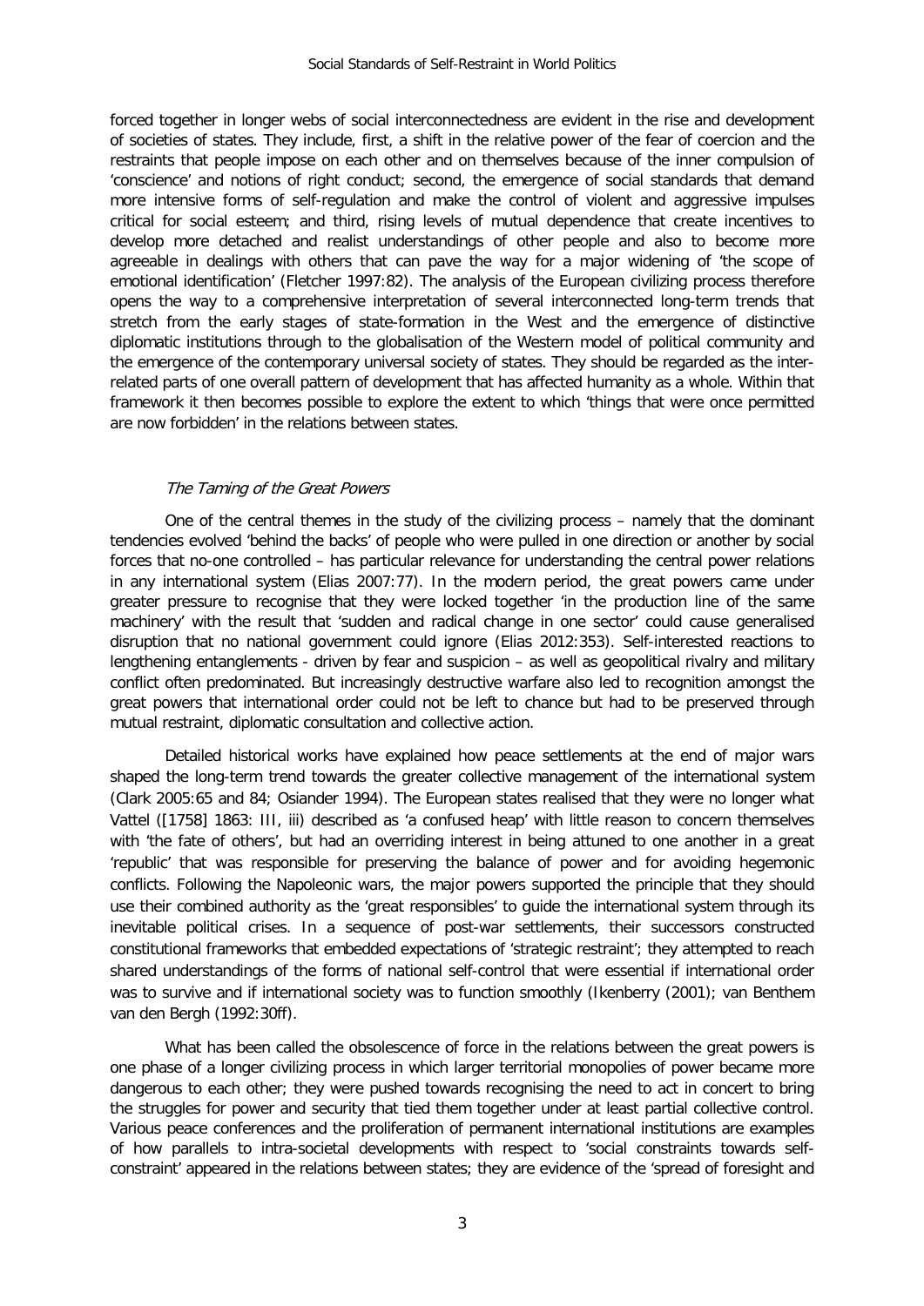forced together in longer webs of social interconnectedness are evident in the rise and development of societies of states. They include, first, a shift in the relative power of the fear of coercion and the restraints that people impose on each other and on themselves because of the inner compulsion of 'conscience' and notions of right conduct; second, the emergence of social standards that demand more intensive forms of self-regulation and make the control of violent and aggressive impulses critical for social esteem; and third, rising levels of mutual dependence that create incentives to develop more detached and realist understandings of other people and also to become more agreeable in dealings with others that can pave the way for a major widening of 'the scope of emotional identification' (Fletcher 1997:82). The analysis of the European civilizing process therefore opens the way to a comprehensive interpretation of several interconnected long-term trends that stretch from the early stages of state-formation in the West and the emergence of distinctive diplomatic institutions through to the globalisation of the Western model of political community and the emergence of the contemporary universal society of states. They should be regarded as the inter-related parts of one overall pattern of development that has affected humanity as a whole. Within that framework it then becomes possible to explore the extent to which 'things that were once permitted are now forbidden' in the relations between states.

### *The Taming of the Great Powers*

One of the central themes in the study of the civilizing process – namely that the dominant tendencies evolved 'behind the backs' of people who were pulled in one direction or another by social forces that no-one controlled – has particular relevance for understanding the central power relations in any international system (Elias 2007:77). In the modern period, the great powers came under greater pressure to recognise that they were locked together 'in the production line of the same machinery' with the result that 'sudden and radical change in one sector' could cause generalised disruption that no national government could ignore (Elias 2012:353). Self-interested reactions to lengthening entanglements - driven by fear and suspicion – as well as geopolitical rivalry and military conflict often predominated. But increasingly destructive warfare also led to recognition amongst the great powers that international order could not be left to chance but had to be preserved through mutual restraint, diplomatic consultation and collective action.

Detailed historical works have explained how peace settlements at the end of major wars shaped the long-term trend towards the greater collective management of the international system (Clark 2005:65 and 84; Osiander 1994). The European states realised that they were no longer what Vattel ([1758] 1863: III, iii) described as 'a confused heap' with little reason to concern themselves with 'the fate of others', but had an overriding interest in being attuned to one another in a great 'republic' that was responsible for preserving the balance of power and for avoiding hegemonic conflicts. Following the Napoleonic wars, the major powers supported the principle that they should use their combined authority as the 'great responsibles' to guide the international system through its inevitable political crises. In a sequence of post-war settlements, their successors constructed constitutional frameworks that embedded expectations of 'strategic restraint'; they attempted to reach shared understandings of the forms of national self-control that were essential if international order was to survive and if international society was to function smoothly (Ikenberry (2001); van Benthem van den Bergh (1992:30ff).

What has been called the obsolescence of force in the relations between the great powers is one phase of a longer civilizing process in which larger territorial monopolies of power became more dangerous to each other; they were pushed towards recognising the need to act in concert to bring the struggles for power and security that tied them together under at least partial collective control. Various peace conferences and the proliferation of permanent international institutions are examples of how parallels to intra-societal developments with respect to 'social constraints towards self-constraint' appeared in the relations between states; they are evidence of the 'spread of foresight and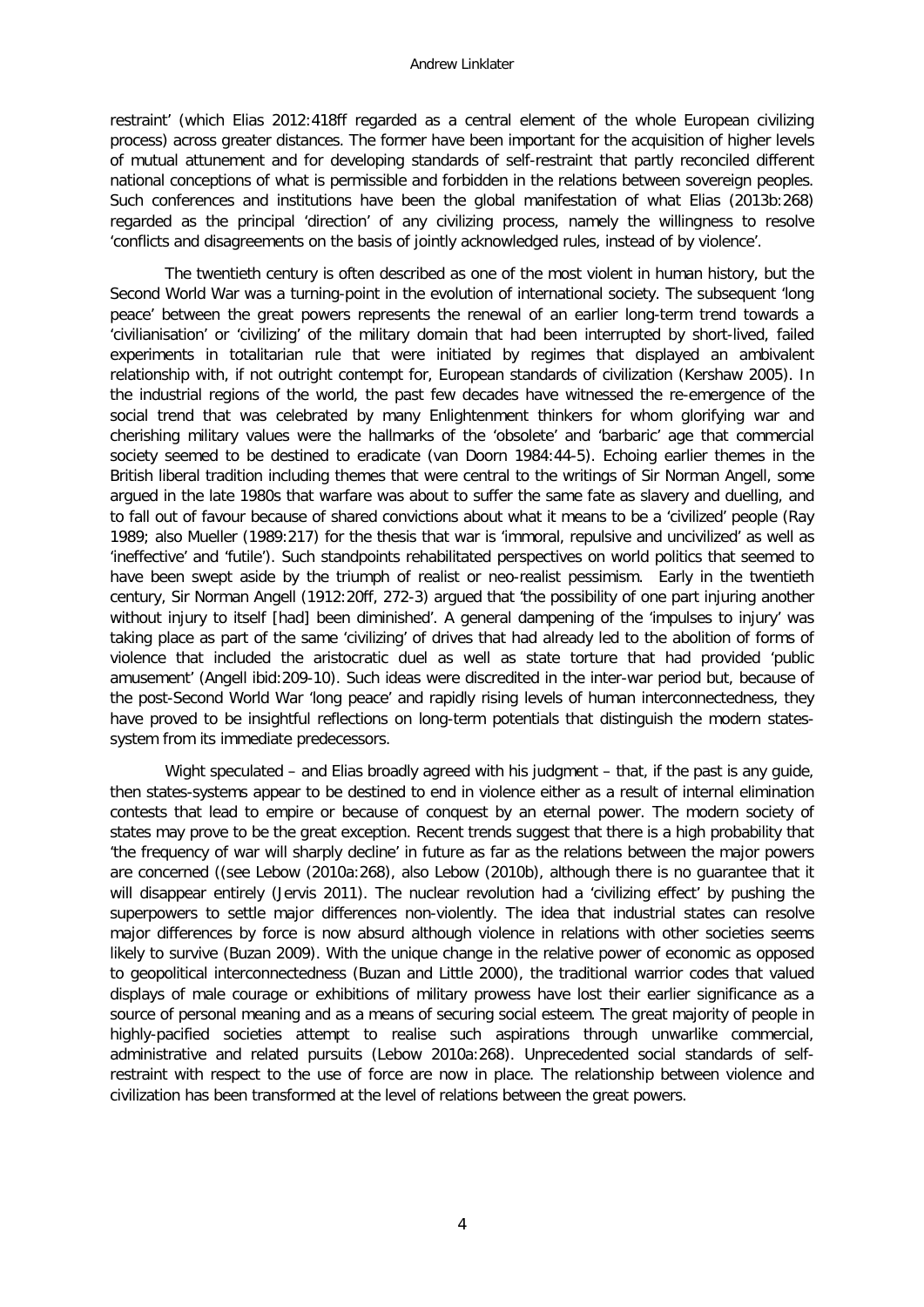restraint' (which Elias 2012:418ff regarded as a central element of the whole European civilizing process) across greater distances. The former have been important for the acquisition of higher levels of mutual attunement and for developing standards of self-restraint that partly reconciled different national conceptions of what is permissible and forbidden in the relations between sovereign peoples. Such conferences and institutions have been the global manifestation of what Elias (2013b:268) regarded as the principal 'direction' of any civilizing process, namely the willingness to resolve 'conflicts and disagreements on the basis of jointly acknowledged rules, instead of by violence'.

The twentieth century is often described as one of the most violent in human history, but the Second World War was a turning-point in the evolution of international society. The subsequent 'long peace' between the great powers represents the renewal of an earlier long-term trend towards a 'civilianisation' or 'civilizing' of the military domain that had been interrupted by short-lived, failed experiments in totalitarian rule that were initiated by regimes that displayed an ambivalent relationship with, if not outright contempt for, European standards of civilization (Kershaw 2005). In the industrial regions of the world, the past few decades have witnessed the re-emergence of the social trend that was celebrated by many Enlightenment thinkers for whom glorifying war and cherishing military values were the hallmarks of the 'obsolete' and 'barbaric' age that commercial society seemed to be destined to eradicate (van Doorn 1984:44-5). Echoing earlier themes in the British liberal tradition including themes that were central to the writings of Sir Norman Angell, some argued in the late 1980s that warfare was about to suffer the same fate as slavery and duelling, and to fall out of favour because of shared convictions about what it means to be a 'civilized' people (Ray 1989; also Mueller (1989:217) for the thesis that war is 'immoral, repulsive and uncivilized' as well as 'ineffective' and 'futile'). Such standpoints rehabilitated perspectives on world politics that seemed to have been swept aside by the triumph of realist or neo-realist pessimism. Early in the twentieth century, Sir Norman Angell (1912:20ff, 272-3) argued that 'the possibility of one part injuring another without injury to itself [had] been diminished'. A general dampening of the 'impulses to injury' was taking place as part of the same 'civilizing' of drives that had already led to the abolition of forms of violence that included the aristocratic duel as well as state torture that had provided 'public amusement' (Angell ibid:209-10). Such ideas were discredited in the inter-war period but, because of the post-Second World War 'long peace' and rapidly rising levels of human interconnectedness, they have proved to be insightful reflections on long-term potentials that distinguish the modern states-system from its immediate predecessors.

Wight speculated – and Elias broadly agreed with his judgment – that, if the past is any guide, then states-systems appear to be destined to end in violence either as a result of internal elimination contests that lead to empire or because of conquest by an eternal power. The modern society of states may prove to be the great exception. Recent trends suggest that there is a high probability that 'the frequency of war will sharply decline' in future as far as the relations between the major powers are concerned ((see Lebow (2010a:268), also Lebow (2010b), although there is no guarantee that it will disappear entirely (Jervis 2011). The nuclear revolution had a 'civilizing effect' by pushing the superpowers to settle major differences non-violently. The idea that industrial states can resolve major differences by force is now absurd although violence in relations with other societies seems likely to survive (Buzan 2009). With the unique change in the relative power of economic as opposed to geopolitical interconnectedness (Buzan and Little 2000), the traditional warrior codes that valued displays of male courage or exhibitions of military prowess have lost their earlier significance as a source of personal meaning and as a means of securing social esteem. The great majority of people in highly-pacified societies attempt to realise such aspirations through unwarlike commercial, administrative and related pursuits (Lebow 2010a:268). Unprecedented social standards of self-restraint with respect to the use of force are now in place. The relationship between violence and civilization has been transformed at the level of relations between the great powers.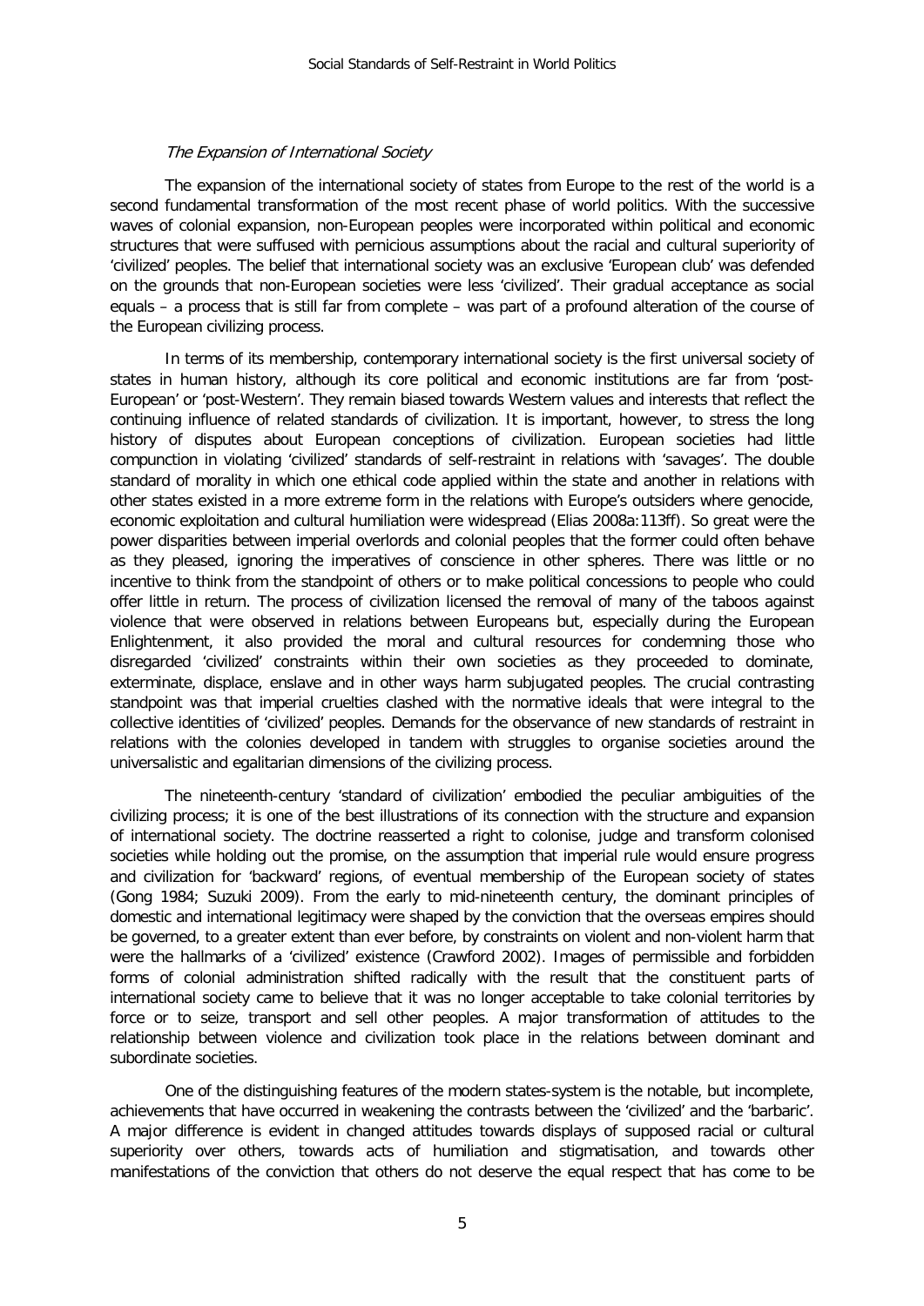*The Expansion of International Society*

The expansion of the international society of states from Europe to the rest of the world is a second fundamental transformation of the most recent phase of world politics. With the successive waves of colonial expansion, non-European peoples were incorporated within political and economic structures that were suffused with pernicious assumptions about the racial and cultural superiority of 'civilized' peoples. The belief that international society was an exclusive 'European club' was defended on the grounds that non-European societies were less 'civilized'. Their gradual acceptance as social equals – a process that is still far from complete – was part of a profound alteration of the course of the European civilizing process.

In terms of its membership, contemporary international society is the first universal society of states in human history, although its core political and economic institutions are far from 'post-European' or 'post-Western'. They remain biased towards Western values and interests that reflect the continuing influence of related standards of civilization. It is important, however, to stress the long history of disputes about European conceptions of civilization. European societies had little compunction in violating 'civilized' standards of self-restraint in relations with 'savages'. The double standard of morality in which one ethical code applied within the state and another in relations with other states existed in a more extreme form in the relations with Europe's outsiders where genocide, economic exploitation and cultural humiliation were widespread (Elias 2008a:113ff). So great were the power disparities between imperial overlords and colonial peoples that the former could often behave as they pleased, ignoring the imperatives of conscience in other spheres. There was little or no incentive to think from the standpoint of others or to make political concessions to people who could offer little in return. The process of civilization licensed the removal of many of the taboos against violence that were observed in relations between Europeans but, especially during the European Enlightenment, it also provided the moral and cultural resources for condemning those who disregarded 'civilized' constraints within their own societies as they proceeded to dominate, exterminate, displace, enslave and in other ways harm subjugated peoples. The crucial contrasting standpoint was that imperial cruelties clashed with the normative ideals that were integral to the collective identities of 'civilized' peoples. Demands for the observance of new standards of restraint in relations with the colonies developed in tandem with struggles to organise societies around the universalistic and egalitarian dimensions of the civilizing process.

The nineteenth-century 'standard of civilization' embodied the peculiar ambiguities of the civilizing process; it is one of the best illustrations of its connection with the structure and expansion of international society. The doctrine reasserted a right to colonise, judge and transform colonised societies while holding out the promise, on the assumption that imperial rule would ensure progress and civilization for 'backward' regions, of eventual membership of the European society of states (Gong 1984; Suzuki 2009). From the early to mid-nineteenth century, the dominant principles of domestic and international legitimacy were shaped by the conviction that the overseas empires should be governed, to a greater extent than ever before, by constraints on violent and non-violent harm that were the hallmarks of a 'civilized' existence (Crawford 2002). Images of permissible and forbidden forms of colonial administration shifted radically with the result that the constituent parts of international society came to believe that it was no longer acceptable to take colonial territories by force or to seize, transport and sell other peoples. A major transformation of attitudes to the relationship between violence and civilization took place in the relations between dominant and subordinate societies.

One of the distinguishing features of the modern states-system is the notable, but incomplete, achievements that have occurred in weakening the contrasts between the 'civilized' and the 'barbaric'. A major difference is evident in changed attitudes towards displays of supposed racial or cultural superiority over others, towards acts of humiliation and stigmatisation, and towards other manifestations of the conviction that others do not deserve the equal respect that has come to be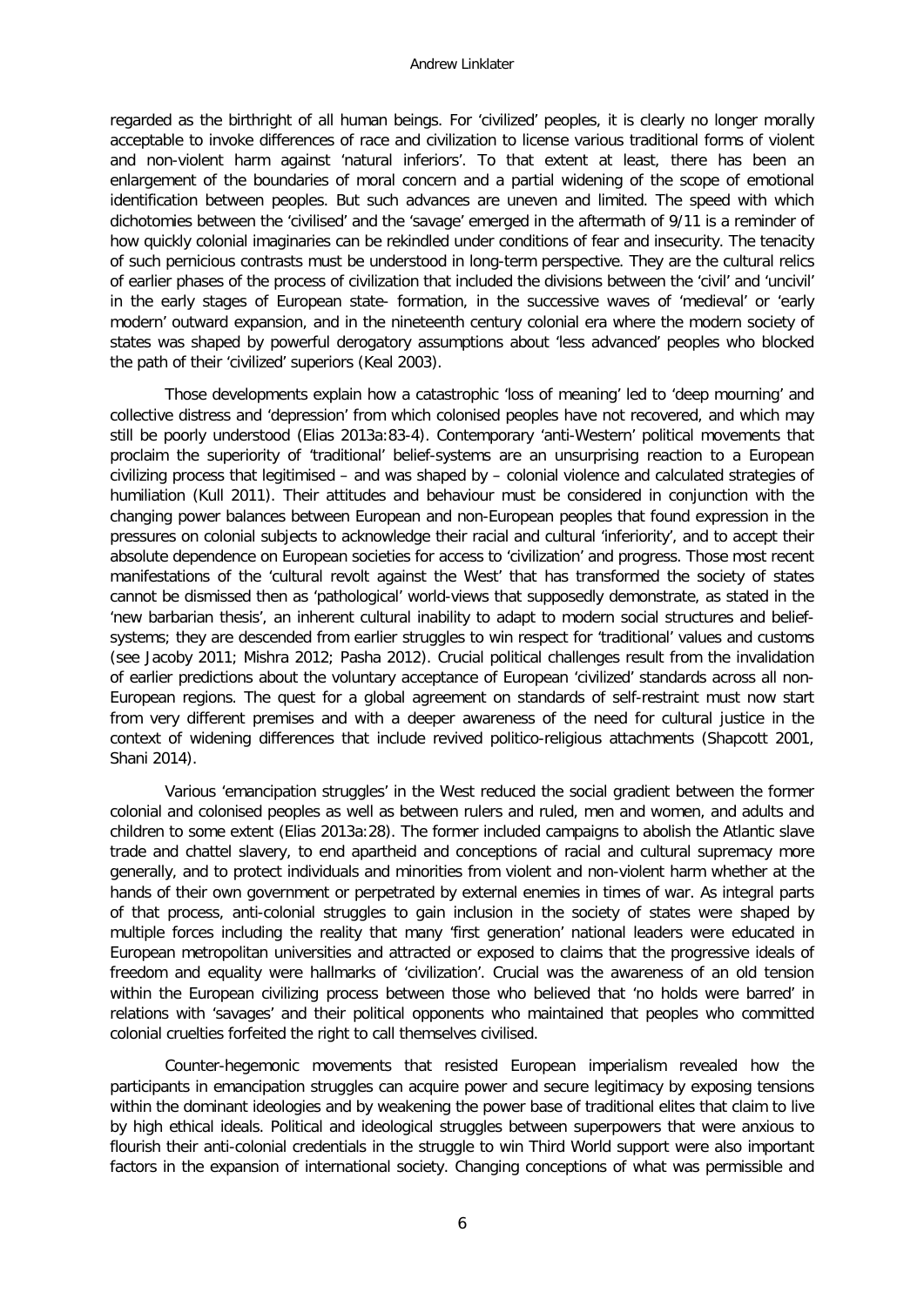regarded as the birthright of all human beings. For 'civilized' peoples, it is clearly no longer morally acceptable to invoke differences of race and civilization to license various traditional forms of violent and non-violent harm against 'natural inferiors'. To that extent at least, there has been an enlargement of the boundaries of moral concern and a partial widening of the scope of emotional identification between peoples. But such advances are uneven and limited. The speed with which dichotomies between the 'civilised' and the 'savage' emerged in the aftermath of 9/11 is a reminder of how quickly colonial imaginaries can be rekindled under conditions of fear and insecurity. The tenacity of such pernicious contrasts must be understood in long-term perspective. They are the cultural relics of earlier phases of the process of civilization that included the divisions between the 'civil' and 'uncivil' in the early stages of European state- formation, in the successive waves of 'medieval' or 'early modern' outward expansion, and in the nineteenth century colonial era where the modern society of states was shaped by powerful derogatory assumptions about 'less advanced' peoples who blocked the path of their 'civilized' superiors (Keal 2003).

Those developments explain how a catastrophic 'loss of meaning' led to 'deep mourning' and collective distress and 'depression' from which colonised peoples have not recovered, and which may still be poorly understood (Elias 2013a:83-4). Contemporary 'anti-Western' political movements that proclaim the superiority of 'traditional' belief-systems are an unsurprising reaction to a European civilizing process that legitimised – and was shaped by – colonial violence and calculated strategies of humiliation (Kull 2011). Their attitudes and behaviour must be considered in conjunction with the changing power balances between European and non-European peoples that found expression in the pressures on colonial subjects to acknowledge their racial and cultural 'inferiority', and to accept their absolute dependence on European societies for access to 'civilization' and progress. Those most recent manifestations of the 'cultural revolt against the West' that has transformed the society of states cannot be dismissed then as 'pathological' world-views that supposedly demonstrate, as stated in the 'new barbarian thesis', an inherent cultural inability to adapt to modern social structures and belief-systems; they are descended from earlier struggles to win respect for 'traditional' values and customs (see Jacoby 2011; Mishra 2012; Pasha 2012). Crucial political challenges result from the invalidation of earlier predictions about the voluntary acceptance of European 'civilized' standards across all non-European regions. The quest for a global agreement on standards of self-restraint must now start from very different premises and with a deeper awareness of the need for cultural justice in the context of widening differences that include revived politico-religious attachments (Shapcott 2001, Shani 2014).

Various 'emancipation struggles' in the West reduced the social gradient between the former colonial and colonised peoples as well as between rulers and ruled, men and women, and adults and children to some extent (Elias 2013a:28). The former included campaigns to abolish the Atlantic slave trade and chattel slavery, to end apartheid and conceptions of racial and cultural supremacy more generally, and to protect individuals and minorities from violent and non-violent harm whether at the hands of their own government or perpetrated by external enemies in times of war. As integral parts of that process, anti-colonial struggles to gain inclusion in the society of states were shaped by multiple forces including the reality that many 'first generation' national leaders were educated in European metropolitan universities and attracted or exposed to claims that the progressive ideals of freedom and equality were hallmarks of 'civilization'. Crucial was the awareness of an old tension within the European civilizing process between those who believed that 'no holds were barred' in relations with 'savages' and their political opponents who maintained that peoples who committed colonial cruelties forfeited the right to call themselves civilised.

Counter-hegemonic movements that resisted European imperialism revealed how the participants in emancipation struggles can acquire power and secure legitimacy by exposing tensions within the dominant ideologies and by weakening the power base of traditional elites that claim to live by high ethical ideals. Political and ideological struggles between superpowers that were anxious to flourish their anti-colonial credentials in the struggle to win Third World support were also important factors in the expansion of international society. Changing conceptions of what was permissible and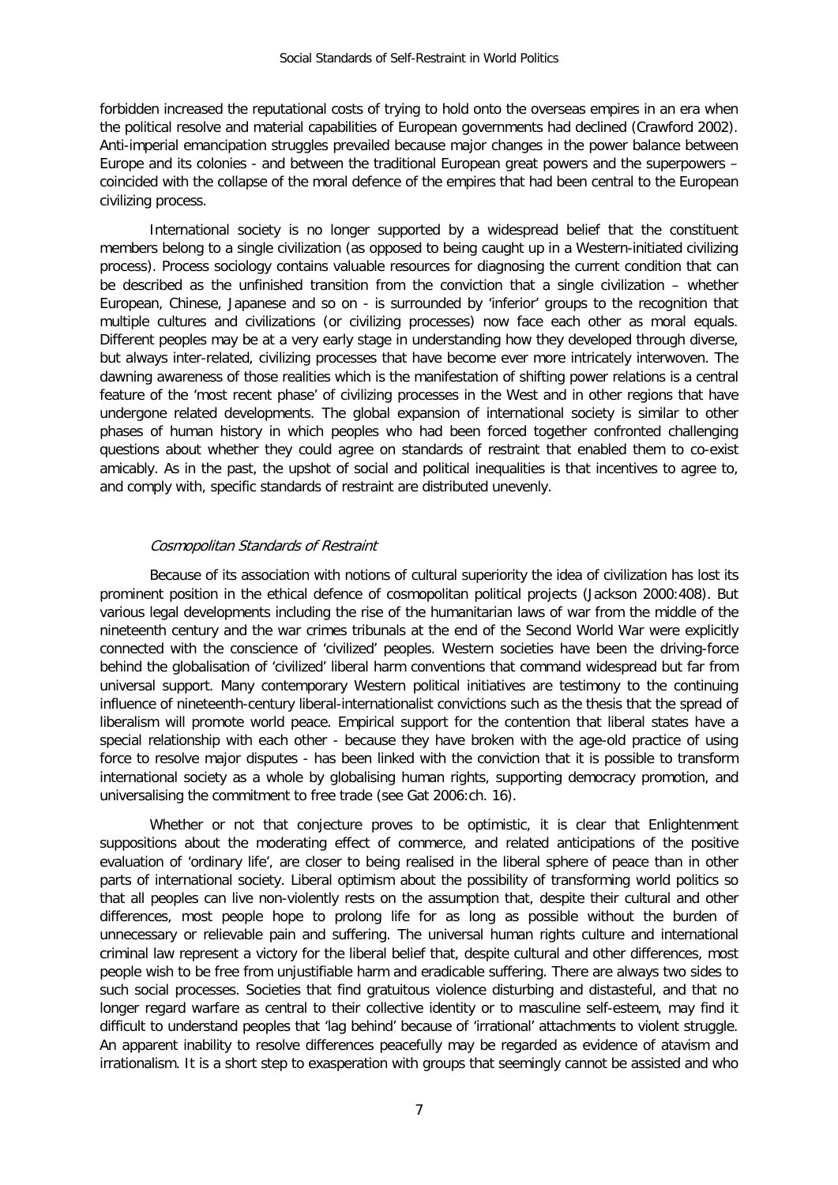forbidden increased the reputational costs of trying to hold onto the overseas empires in an era when the political resolve and material capabilities of European governments had declined (Crawford 2002). Anti-imperial emancipation struggles prevailed because major changes in the power balance between Europe and its colonies - and between the traditional European great powers and the superpowers – coincided with the collapse of the moral defence of the empires that had been central to the European civilizing process.

International society is no longer supported by a widespread belief that the constituent members belong to a single civilization (as opposed to being caught up in a Western-initiated civilizing process). Process sociology contains valuable resources for diagnosing the current condition that can be described as the unfinished transition from the conviction that a single civilization – whether European, Chinese, Japanese and so on - is surrounded by 'inferior' groups to the recognition that multiple cultures and civilizations (or civilizing processes) now face each other as moral equals. Different peoples may be at a very early stage in understanding how they developed through diverse, but always inter-related, civilizing processes that have become ever more intricately interwoven. The dawning awareness of those realities which is the manifestation of shifting power relations is a central feature of the 'most recent phase' of civilizing processes in the West and in other regions that have undergone related developments. The global expansion of international society is similar to other phases of human history in which peoples who had been forced together confronted challenging questions about whether they could agree on standards of restraint that enabled them to co-exist amicably. As in the past, the upshot of social and political inequalities is that incentives to agree to, and comply with, specific standards of restraint are distributed unevenly.

### *Cosmopolitan Standards of Restraint*

Because of its association with notions of cultural superiority the idea of civilization has lost its prominent position in the ethical defence of cosmopolitan political projects (Jackson 2000:408). But various legal developments including the rise of the humanitarian laws of war from the middle of the nineteenth century and the war crimes tribunals at the end of the Second World War were explicitly connected with the conscience of 'civilized' peoples. Western societies have been the driving-force behind the globalisation of 'civilized' liberal harm conventions that command widespread but far from universal support. Many contemporary Western political initiatives are testimony to the continuing influence of nineteenth-century liberal-internationalist convictions such as the thesis that the spread of liberalism will promote world peace. Empirical support for the contention that liberal states have a special relationship with each other - because they have broken with the age-old practice of using force to resolve major disputes - has been linked with the conviction that it is possible to transform international society as a whole by globalising human rights, supporting democracy promotion, and universalising the commitment to free trade (see Gat 2006:ch. 16).

Whether or not that conjecture proves to be optimistic, it is clear that Enlightenment suppositions about the moderating effect of commerce, and related anticipations of the positive evaluation of 'ordinary life', are closer to being realised in the liberal sphere of peace than in other parts of international society. Liberal optimism about the possibility of transforming world politics so that all peoples can live non-violently rests on the assumption that, despite their cultural and other differences, most people hope to prolong life for as long as possible without the burden of unnecessary or relievable pain and suffering. The universal human rights culture and international criminal law represent a victory for the liberal belief that, despite cultural and other differences, most people wish to be free from unjustifiable harm and eradicable suffering. There are always two sides to such social processes. Societies that find gratuitous violence disturbing and distasteful, and that no longer regard warfare as central to their collective identity or to masculine self-esteem, may find it difficult to understand peoples that 'lag behind' because of 'irrational' attachments to violent struggle. An apparent inability to resolve differences peacefully may be regarded as evidence of atavism and irrationalism. It is a short step to exasperation with groups that seemingly cannot be assisted and who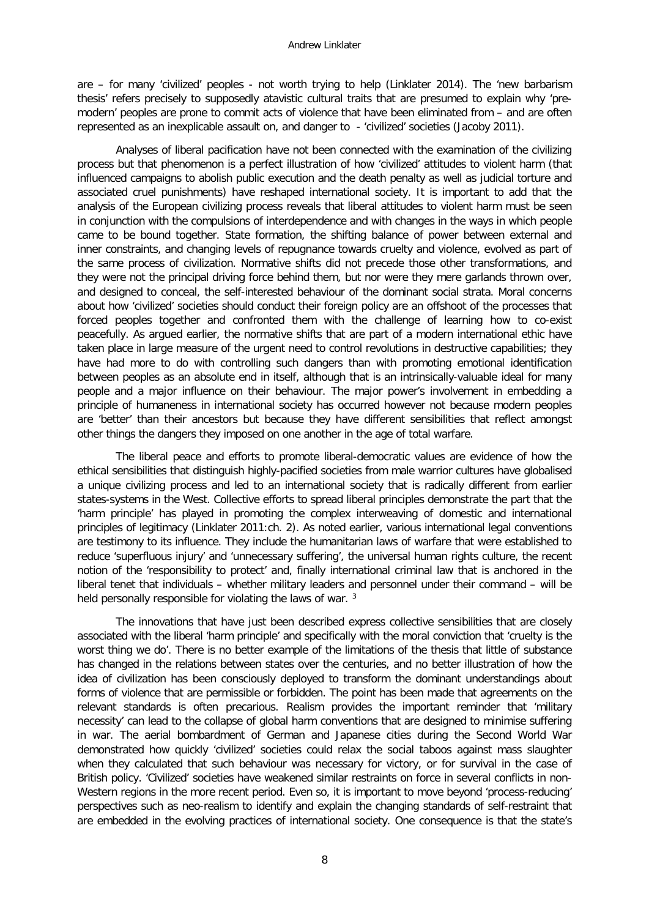are – for many 'civilized' peoples - not worth trying to help (Linklater 2014). The 'new barbarism thesis' refers precisely to supposedly atavistic cultural traits that are presumed to explain why 'pre-modern' peoples are prone to commit acts of violence that have been eliminated from – and are often represented as an inexplicable assault on, and danger to - 'civilized' societies (Jacoby 2011).

Analyses of liberal pacification have not been connected with the examination of the civilizing process but that phenomenon is a perfect illustration of how 'civilized' attitudes to violent harm (that influenced campaigns to abolish public execution and the death penalty as well as judicial torture and associated cruel punishments) have reshaped international society. It is important to add that the analysis of the European civilizing process reveals that liberal attitudes to violent harm must be seen in conjunction with the compulsions of interdependence and with changes in the ways in which people came to be bound together. State formation, the shifting balance of power between external and inner constraints, and changing levels of repugnance towards cruelty and violence, evolved as part of the same process of civilization. Normative shifts did not precede those other transformations, and they were not the principal driving force behind them, but nor were they mere garlands thrown over, and designed to conceal, the self-interested behaviour of the dominant social strata. Moral concerns about how 'civilized' societies should conduct their foreign policy are an offshoot of the processes that forced peoples together and confronted them with the challenge of learning how to co-exist peacefully. As argued earlier, the normative shifts that are part of a modern international ethic have taken place in large measure of the urgent need to control revolutions in destructive capabilities; they have had more to do with controlling such dangers than with promoting emotional identification between peoples as an absolute end in itself, although that is an intrinsically-valuable ideal for many people and a major influence on their behaviour. The major power's involvement in embedding a principle of humaneness in international society has occurred however not because modern peoples are 'better' than their ancestors but because they have different sensibilities that reflect amongst other things the dangers they imposed on one another in the age of total warfare.

The liberal peace and efforts to promote liberal-democratic values are evidence of how the ethical sensibilities that distinguish highly-pacified societies from male warrior cultures have globalised a unique civilizing process and led to an international society that is radically different from earlier states-systems in the West. Collective efforts to spread liberal principles demonstrate the part that the 'harm principle' has played in promoting the complex interweaving of domestic and international principles of legitimacy (Linklater 2011:ch. 2). As noted earlier, various international legal conventions are testimony to its influence. They include the humanitarian laws of warfare that were established to reduce 'superfluous injury' and 'unnecessary suffering', the universal human rights culture, the recent notion of the 'responsibility to protect' and, finally international criminal law that is anchored in the liberal tenet that individuals – whether military leaders and personnel under their command – will be held personally responsible for violating the laws of war. [3]

The innovations that have just been described express collective sensibilities that are closely associated with the liberal 'harm principle' and specifically with the moral conviction that 'cruelty is the worst thing we do'. There is no better example of the limitations of the thesis that little of substance has changed in the relations between states over the centuries, and no better illustration of how the idea of civilization has been consciously deployed to transform the dominant understandings about forms of violence that are permissible or forbidden. The point has been made that agreements on the relevant standards is often precarious. Realism provides the important reminder that 'military necessity' can lead to the collapse of global harm conventions that are designed to minimise suffering in war. The aerial bombardment of German and Japanese cities during the Second World War demonstrated how quickly 'civilized' societies could relax the social taboos against mass slaughter when they calculated that such behaviour was necessary for victory, or for survival in the case of British policy. 'Civilized' societies have weakened similar restraints on force in several conflicts in non-Western regions in the more recent period. Even so, it is important to move beyond 'process-reducing' perspectives such as neo-realism to identify and explain the changing standards of self-restraint that are embedded in the evolving practices of international society. One consequence is that the state's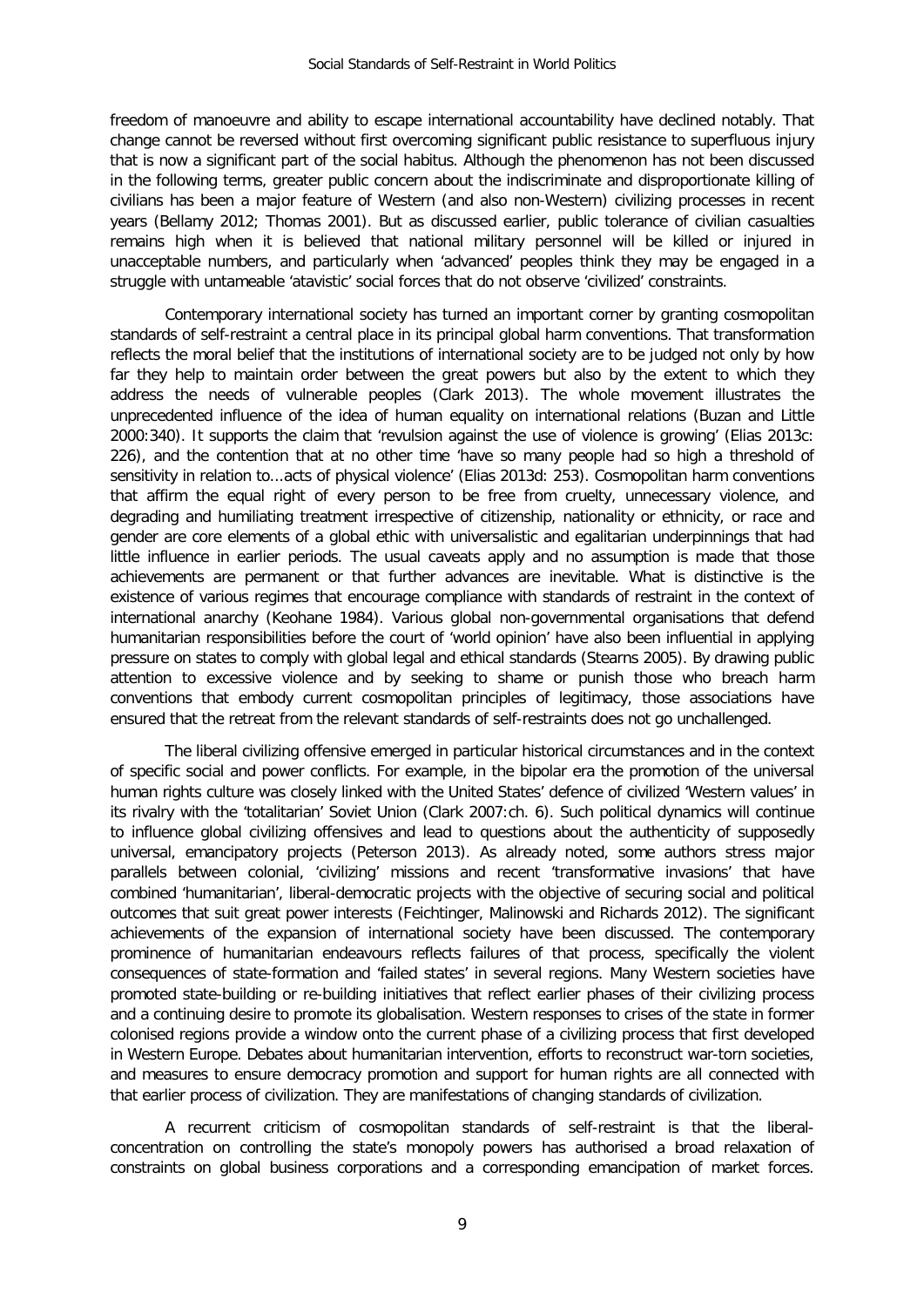freedom of manoeuvre and ability to escape international accountability have declined notably. That change cannot be reversed without first overcoming significant public resistance to superfluous injury that is now a significant part of the social habitus. Although the phenomenon has not been discussed in the following terms, greater public concern about the indiscriminate and disproportionate killing of civilians has been a major feature of Western (and also non-Western) civilizing processes in recent years (Bellamy 2012; Thomas 2001). But as discussed earlier, public tolerance of civilian casualties remains high when it is believed that national military personnel will be killed or injured in unacceptable numbers, and particularly when 'advanced' peoples think they may be engaged in a struggle with untameable 'atavistic' social forces that do not observe 'civilized' constraints.

Contemporary international society has turned an important corner by granting cosmopolitan standards of self-restraint a central place in its principal global harm conventions. That transformation reflects the moral belief that the institutions of international society are to be judged not only by how far they help to maintain order between the great powers but also by the extent to which they address the needs of vulnerable peoples (Clark 2013). The whole movement illustrates the unprecedented influence of the idea of human equality on international relations (Buzan and Little 2000:340). It supports the claim that 'revulsion against the use of violence is growing' (Elias 2013c: 226), and the contention that at no other time 'have so many people had so high a threshold of sensitivity in relation to...acts of physical violence' (Elias 2013d: 253). Cosmopolitan harm conventions that affirm the equal right of every person to be free from cruelty, unnecessary violence, and degrading and humiliating treatment irrespective of citizenship, nationality or ethnicity, or race and gender are core elements of a global ethic with universalistic and egalitarian underpinnings that had little influence in earlier periods. The usual caveats apply and no assumption is made that those achievements are permanent or that further advances are inevitable. What is distinctive is the existence of various regimes that encourage compliance with standards of restraint in the context of international anarchy (Keohane 1984). Various global non-governmental organisations that defend humanitarian responsibilities before the court of 'world opinion' have also been influential in applying pressure on states to comply with global legal and ethical standards (Stearns 2005). By drawing public attention to excessive violence and by seeking to shame or punish those who breach harm conventions that embody current cosmopolitan principles of legitimacy, those associations have ensured that the retreat from the relevant standards of self-restraints does not go unchallenged.

The liberal civilizing offensive emerged in particular historical circumstances and in the context of specific social and power conflicts. For example, in the bipolar era the promotion of the universal human rights culture was closely linked with the United States' defence of civilized 'Western values' in its rivalry with the 'totalitarian' Soviet Union (Clark 2007:ch. 6). Such political dynamics will continue to influence global civilizing offensives and lead to questions about the authenticity of supposedly universal, emancipatory projects (Peterson 2013). As already noted, some authors stress major parallels between colonial, 'civilizing' missions and recent 'transformative invasions' that have combined 'humanitarian', liberal-democratic projects with the objective of securing social and political outcomes that suit great power interests (Feichtinger, Malinowski and Richards 2012). The significant achievements of the expansion of international society have been discussed. The contemporary prominence of humanitarian endeavours reflects failures of that process, specifically the violent consequences of state-formation and 'failed states' in several regions. Many Western societies have promoted state-building or re-building initiatives that reflect earlier phases of their civilizing process and a continuing desire to promote its globalisation. Western responses to crises of the state in former colonised regions provide a window onto the current phase of a civilizing process that first developed in Western Europe. Debates about humanitarian intervention, efforts to reconstruct war-torn societies, and measures to ensure democracy promotion and support for human rights are all connected with that earlier process of civilization. They are manifestations of changing standards of civilization.

A recurrent criticism of cosmopolitan standards of self-restraint is that the liberal-concentration on controlling the state's monopoly powers has authorised a broad relaxation of constraints on global business corporations and a corresponding emancipation of market forces.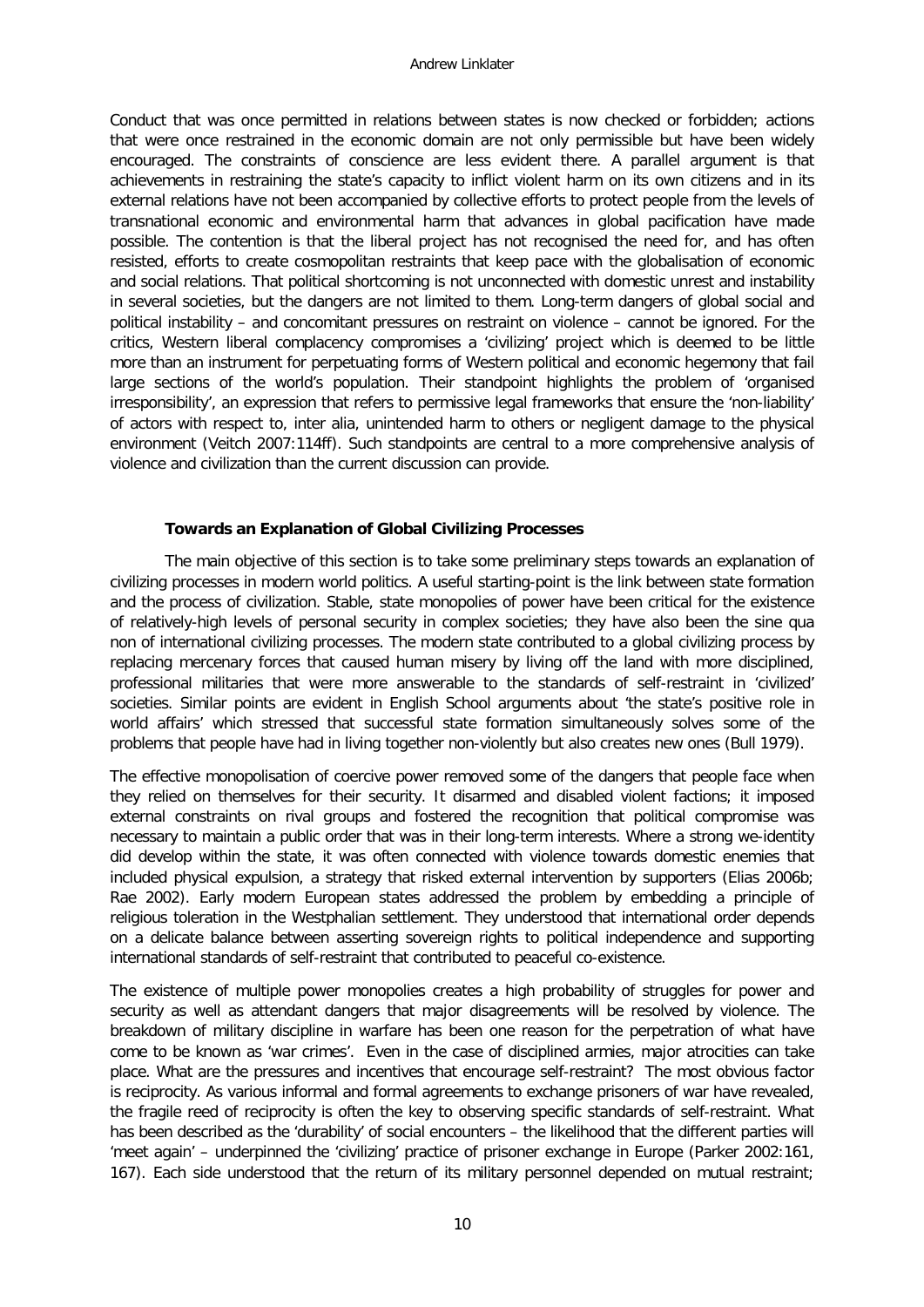Conduct that was once permitted in relations between states is now checked or forbidden; actions that were once restrained in the economic domain are not only permissible but have been widely encouraged. The constraints of conscience are less evident there. A parallel argument is that achievements in restraining the state's capacity to inflict violent harm on its own citizens and in its external relations have not been accompanied by collective efforts to protect people from the levels of transnational economic and environmental harm that advances in global pacification have made possible. The contention is that the liberal project has not recognised the need for, and has often resisted, efforts to create cosmopolitan restraints that keep pace with the globalisation of economic and social relations. That political shortcoming is not unconnected with domestic unrest and instability in several societies, but the dangers are not limited to them. Long-term dangers of global social and political instability – and concomitant pressures on restraint on violence – cannot be ignored. For the critics, Western liberal complacency compromises a 'civilizing' project which is deemed to be little more than an instrument for perpetuating forms of Western political and economic hegemony that fail large sections of the world's population. Their standpoint highlights the problem of 'organised irresponsibility', an expression that refers to permissive legal frameworks that ensure the 'non-liability' of actors with respect to, inter alia, unintended harm to others or negligent damage to the physical environment (Veitch 2007:114ff). Such standpoints are central to a more comprehensive analysis of violence and civilization than the current discussion can provide.

**Towards an Explanation of Global Civilizing Processes**

The main objective of this section is to take some preliminary steps towards an explanation of civilizing processes in modern world politics. A useful starting-point is the link between state formation and the process of civilization. Stable, state monopolies of power have been critical for the existence of relatively-high levels of personal security in complex societies; they have also been the sine qua non of international civilizing processes. The modern state contributed to a global civilizing process by replacing mercenary forces that caused human misery by living off the land with more disciplined, professional militaries that were more answerable to the standards of self-restraint in 'civilized' societies. Similar points are evident in English School arguments about 'the state's positive role in world affairs' which stressed that successful state formation simultaneously solves some of the problems that people have had in living together non-violently but also creates new ones (Bull 1979).

The effective monopolisation of coercive power removed some of the dangers that people face when they relied on themselves for their security. It disarmed and disabled violent factions; it imposed external constraints on rival groups and fostered the recognition that political compromise was necessary to maintain a public order that was in their long-term interests. Where a strong we-identity did develop within the state, it was often connected with violence towards domestic enemies that included physical expulsion, a strategy that risked external intervention by supporters (Elias 2006b; Rae 2002). Early modern European states addressed the problem by embedding a principle of religious toleration in the Westphalian settlement. They understood that international order depends on a delicate balance between asserting sovereign rights to political independence and supporting international standards of self-restraint that contributed to peaceful co-existence.

The existence of multiple power monopolies creates a high probability of struggles for power and security as well as attendant dangers that major disagreements will be resolved by violence. The breakdown of military discipline in warfare has been one reason for the perpetration of what have come to be known as 'war crimes'. Even in the case of disciplined armies, major atrocities can take place. What are the pressures and incentives that encourage self-restraint? The most obvious factor is reciprocity. As various informal and formal agreements to exchange prisoners of war have revealed, the fragile reed of reciprocity is often the key to observing specific standards of self-restraint. What has been described as the 'durability' of social encounters – the likelihood that the different parties will 'meet again' – underpinned the 'civilizing' practice of prisoner exchange in Europe (Parker 2002:161, 167). Each side understood that the return of its military personnel depended on mutual restraint;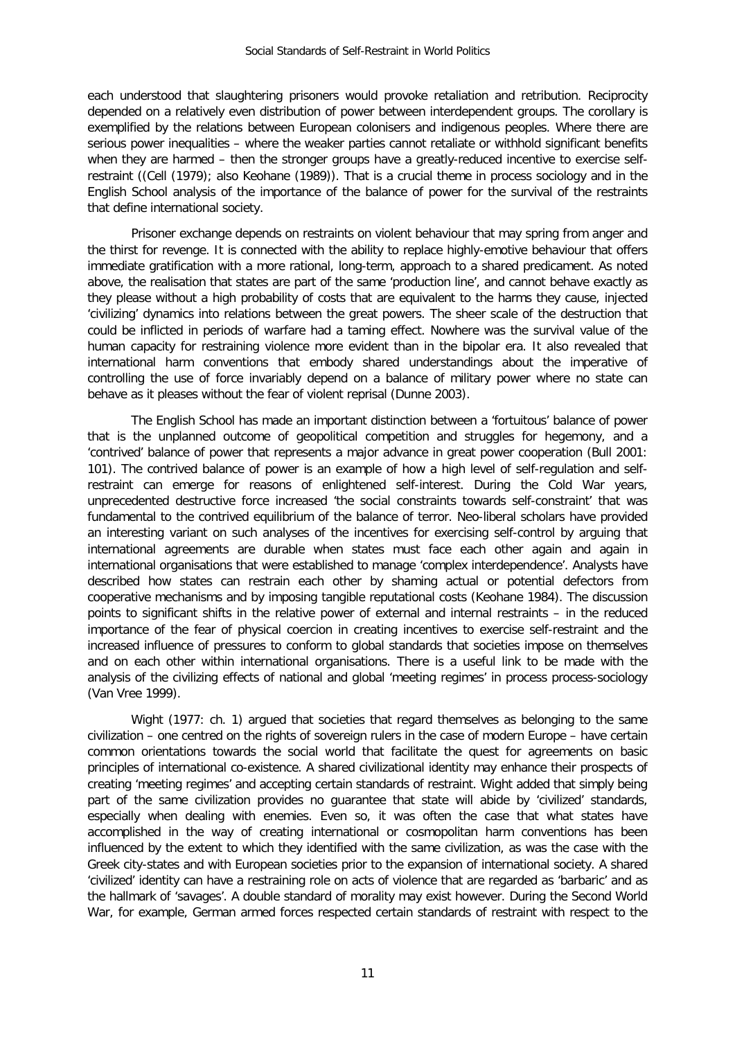each understood that slaughtering prisoners would provoke retaliation and retribution. Reciprocity depended on a relatively even distribution of power between interdependent groups. The corollary is exemplified by the relations between European colonisers and indigenous peoples. Where there are serious power inequalities – where the weaker parties cannot retaliate or withhold significant benefits when they are harmed – then the stronger groups have a greatly-reduced incentive to exercise self-restraint ((Cell (1979); also Keohane (1989)). That is a crucial theme in process sociology and in the English School analysis of the importance of the balance of power for the survival of the restraints that define international society.

Prisoner exchange depends on restraints on violent behaviour that may spring from anger and the thirst for revenge. It is connected with the ability to replace highly-emotive behaviour that offers immediate gratification with a more rational, long-term, approach to a shared predicament. As noted above, the realisation that states are part of the same 'production line', and cannot behave exactly as they please without a high probability of costs that are equivalent to the harms they cause, injected 'civilizing' dynamics into relations between the great powers. The sheer scale of the destruction that could be inflicted in periods of warfare had a taming effect. Nowhere was the survival value of the human capacity for restraining violence more evident than in the bipolar era. It also revealed that international harm conventions that embody shared understandings about the imperative of controlling the use of force invariably depend on a balance of military power where no state can behave as it pleases without the fear of violent reprisal (Dunne 2003).

The English School has made an important distinction between a 'fortuitous' balance of power that is the unplanned outcome of geopolitical competition and struggles for hegemony, and a 'contrived' balance of power that represents a major advance in great power cooperation (Bull 2001: 101). The contrived balance of power is an example of how a high level of self-regulation and self-restraint can emerge for reasons of enlightened self-interest. During the Cold War years, unprecedented destructive force increased 'the social constraints towards self-constraint' that was fundamental to the contrived equilibrium of the balance of terror. Neo-liberal scholars have provided an interesting variant on such analyses of the incentives for exercising self-control by arguing that international agreements are durable when states must face each other again and again in international organisations that were established to manage 'complex interdependence'. Analysts have described how states can restrain each other by shaming actual or potential defectors from cooperative mechanisms and by imposing tangible reputational costs (Keohane 1984). The discussion points to significant shifts in the relative power of external and internal restraints – in the reduced importance of the fear of physical coercion in creating incentives to exercise self-restraint and the increased influence of pressures to conform to global standards that societies impose on themselves and on each other within international organisations. There is a useful link to be made with the analysis of the civilizing effects of national and global 'meeting regimes' in process process-sociology (Van Vree 1999).

Wight (1977: ch. 1) argued that societies that regard themselves as belonging to the same civilization – one centred on the rights of sovereign rulers in the case of modern Europe – have certain common orientations towards the social world that facilitate the quest for agreements on basic principles of international co-existence. A shared civilizational identity may enhance their prospects of creating 'meeting regimes' and accepting certain standards of restraint. Wight added that simply being part of the same civilization provides no guarantee that state will abide by 'civilized' standards, especially when dealing with enemies. Even so, it was often the case that what states have accomplished in the way of creating international or cosmopolitan harm conventions has been influenced by the extent to which they identified with the same civilization, as was the case with the Greek city-states and with European societies prior to the expansion of international society. A shared 'civilized' identity can have a restraining role on acts of violence that are regarded as 'barbaric' and as the hallmark of 'savages'. A double standard of morality may exist however. During the Second World War, for example, German armed forces respected certain standards of restraint with respect to the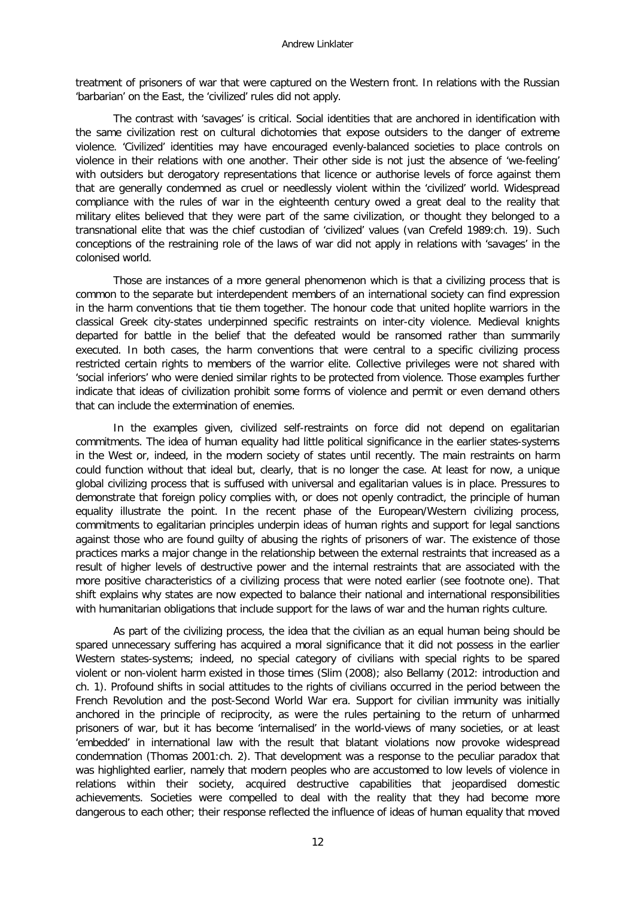treatment of prisoners of war that were captured on the Western front. In relations with the Russian 'barbarian' on the East, the 'civilized' rules did not apply.

The contrast with 'savages' is critical. Social identities that are anchored in identification with the same civilization rest on cultural dichotomies that expose outsiders to the danger of extreme violence. 'Civilized' identities may have encouraged evenly-balanced societies to place controls on violence in their relations with one another. Their other side is not just the absence of 'we-feeling' with outsiders but derogatory representations that licence or authorise levels of force against them that are generally condemned as cruel or needlessly violent within the 'civilized' world. Widespread compliance with the rules of war in the eighteenth century owed a great deal to the reality that military elites believed that they were part of the same civilization, or thought they belonged to a transnational elite that was the chief custodian of 'civilized' values (van Crefeld 1989:ch. 19). Such conceptions of the restraining role of the laws of war did not apply in relations with 'savages' in the colonised world.

Those are instances of a more general phenomenon which is that a civilizing process that is common to the separate but interdependent members of an international society can find expression in the harm conventions that tie them together. The honour code that united hoplite warriors in the classical Greek city-states underpinned specific restraints on inter-city violence. Medieval knights departed for battle in the belief that the defeated would be ransomed rather than summarily executed. In both cases, the harm conventions that were central to a specific civilizing process restricted certain rights to members of the warrior elite. Collective privileges were not shared with 'social inferiors' who were denied similar rights to be protected from violence. Those examples further indicate that ideas of civilization prohibit some forms of violence and permit or even demand others that can include the extermination of enemies.

In the examples given, civilized self-restraints on force did not depend on egalitarian commitments. The idea of human equality had little political significance in the earlier states-systems in the West or, indeed, in the modern society of states until recently. The main restraints on harm could function without that ideal but, clearly, that is no longer the case. At least for now, a unique global civilizing process that is suffused with universal and egalitarian values is in place. Pressures to demonstrate that foreign policy complies with, or does not openly contradict, the principle of human equality illustrate the point. In the recent phase of the European/Western civilizing process, commitments to egalitarian principles underpin ideas of human rights and support for legal sanctions against those who are found guilty of abusing the rights of prisoners of war. The existence of those practices marks a major change in the relationship between the external restraints that increased as a result of higher levels of destructive power and the internal restraints that are associated with the more positive characteristics of a civilizing process that were noted earlier (see footnote one). That shift explains why states are now expected to balance their national and international responsibilities with humanitarian obligations that include support for the laws of war and the human rights culture.

As part of the civilizing process, the idea that the civilian as an equal human being should be spared unnecessary suffering has acquired a moral significance that it did not possess in the earlier Western states-systems; indeed, no special category of civilians with special rights to be spared violent or non-violent harm existed in those times (Slim (2008); also Bellamy (2012: introduction and ch. 1). Profound shifts in social attitudes to the rights of civilians occurred in the period between the French Revolution and the post-Second World War era. Support for civilian immunity was initially anchored in the principle of reciprocity, as were the rules pertaining to the return of unharmed prisoners of war, but it has become 'internalised' in the world-views of many societies, or at least 'embedded' in international law with the result that blatant violations now provoke widespread condemnation (Thomas 2001:ch. 2). That development was a response to the peculiar paradox that was highlighted earlier, namely that modern peoples who are accustomed to low levels of violence in relations within their society, acquired destructive capabilities that jeopardised domestic achievements. Societies were compelled to deal with the reality that they had become more dangerous to each other; their response reflected the influence of ideas of human equality that moved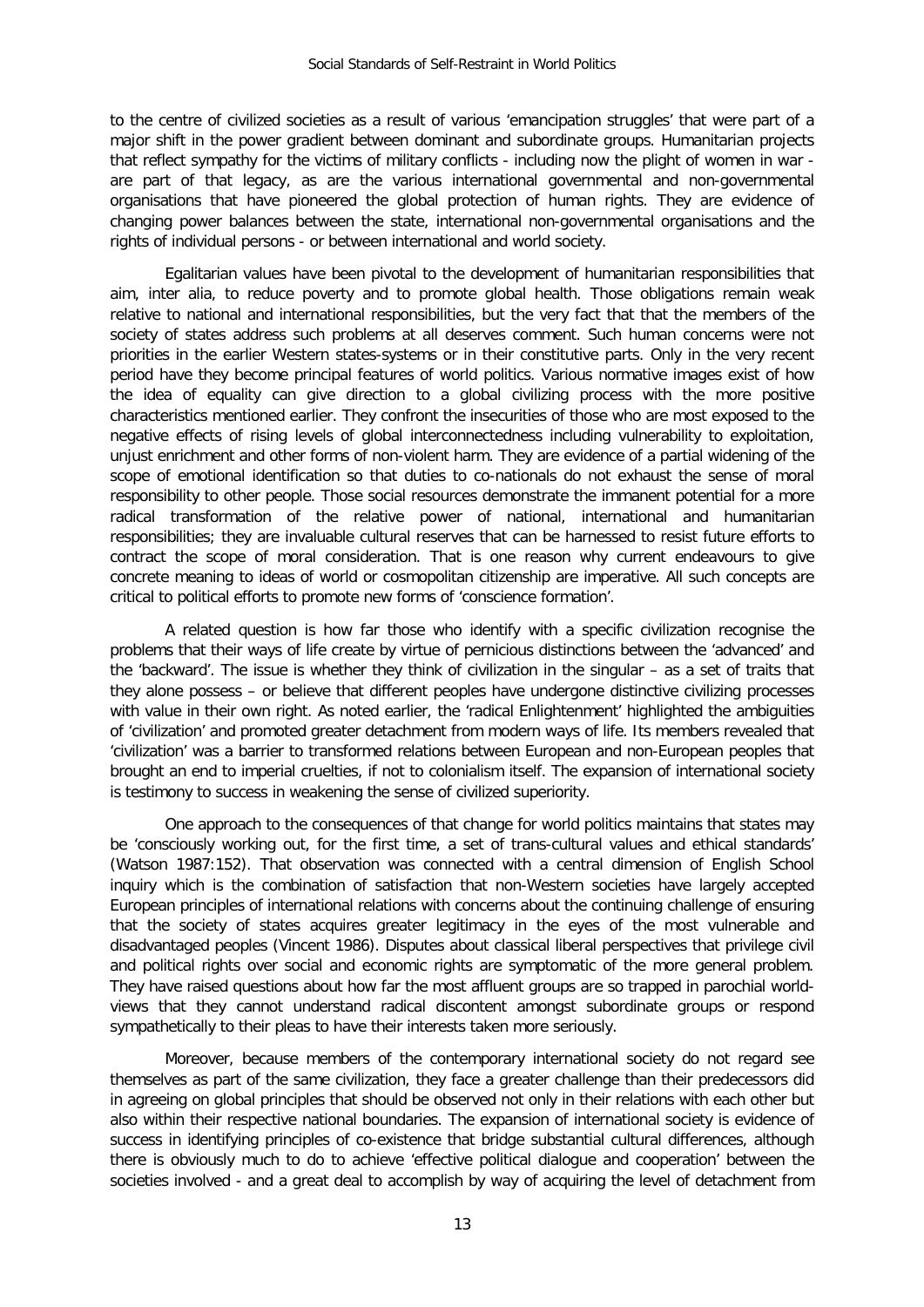to the centre of civilized societies as a result of various 'emancipation struggles' that were part of a major shift in the power gradient between dominant and subordinate groups. Humanitarian projects that reflect sympathy for the victims of military conflicts - including now the plight of women in war - are part of that legacy, as are the various international governmental and non-governmental organisations that have pioneered the global protection of human rights. They are evidence of changing power balances between the state, international non-governmental organisations and the rights of individual persons - or between international and world society.

Egalitarian values have been pivotal to the development of humanitarian responsibilities that aim, inter alia, to reduce poverty and to promote global health. Those obligations remain weak relative to national and international responsibilities, but the very fact that that the members of the society of states address such problems at all deserves comment. Such human concerns were not priorities in the earlier Western states-systems or in their constitutive parts. Only in the very recent period have they become principal features of world politics. Various normative images exist of how the idea of equality can give direction to a global civilizing process with the more positive characteristics mentioned earlier. They confront the insecurities of those who are most exposed to the negative effects of rising levels of global interconnectedness including vulnerability to exploitation, unjust enrichment and other forms of non-violent harm. They are evidence of a partial widening of the scope of emotional identification so that duties to co-nationals do not exhaust the sense of moral responsibility to other people. Those social resources demonstrate the immanent potential for a more radical transformation of the relative power of national, international and humanitarian responsibilities; they are invaluable cultural reserves that can be harnessed to resist future efforts to contract the scope of moral consideration. That is one reason why current endeavours to give concrete meaning to ideas of world or cosmopolitan citizenship are imperative. All such concepts are critical to political efforts to promote new forms of 'conscience formation'.

A related question is how far those who identify with a specific civilization recognise the problems that their ways of life create by virtue of pernicious distinctions between the 'advanced' and the 'backward'. The issue is whether they think of civilization in the singular – as a set of traits that they alone possess – or believe that different peoples have undergone distinctive civilizing processes with value in their own right. As noted earlier, the 'radical Enlightenment' highlighted the ambiguities of 'civilization' and promoted greater detachment from modern ways of life. Its members revealed that 'civilization' was a barrier to transformed relations between European and non-European peoples that brought an end to imperial cruelties, if not to colonialism itself. The expansion of international society is testimony to success in weakening the sense of civilized superiority.

One approach to the consequences of that change for world politics maintains that states may be 'consciously working out, for the first time, a set of trans-cultural values and ethical standards' (Watson 1987:152). That observation was connected with a central dimension of English School inquiry which is the combination of satisfaction that non-Western societies have largely accepted European principles of international relations with concerns about the continuing challenge of ensuring that the society of states acquires greater legitimacy in the eyes of the most vulnerable and disadvantaged peoples (Vincent 1986). Disputes about classical liberal perspectives that privilege civil and political rights over social and economic rights are symptomatic of the more general problem. They have raised questions about how far the most affluent groups are so trapped in parochial world-views that they cannot understand radical discontent amongst subordinate groups or respond sympathetically to their pleas to have their interests taken more seriously.

Moreover, because members of the contemporary international society do not regard see themselves as part of the same civilization, they face a greater challenge than their predecessors did in agreeing on global principles that should be observed not only in their relations with each other but also within their respective national boundaries. The expansion of international society is evidence of success in identifying principles of co-existence that bridge substantial cultural differences, although there is obviously much to do to achieve 'effective political dialogue and cooperation' between the societies involved - and a great deal to accomplish by way of acquiring the level of detachment from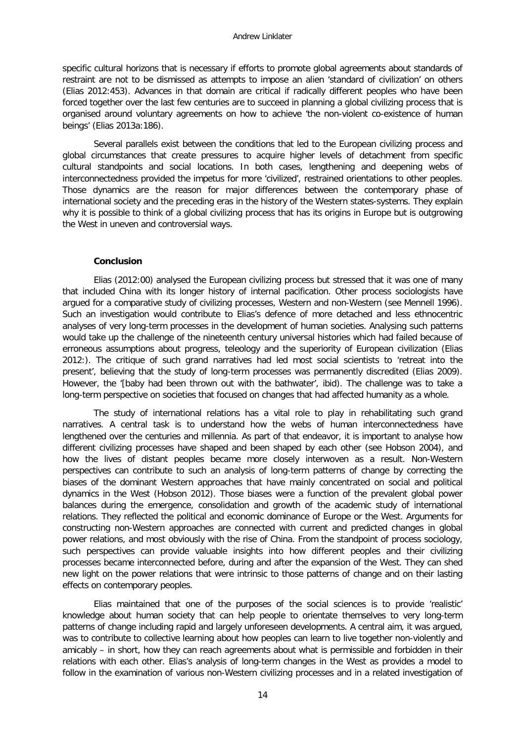specific cultural horizons that is necessary if efforts to promote global agreements about standards of restraint are not to be dismissed as attempts to impose an alien 'standard of civilization' on others (Elias 2012:453). Advances in that domain are critical if radically different peoples who have been forced together over the last few centuries are to succeed in planning a global civilizing process that is organised around voluntary agreements on how to achieve 'the non-violent co-existence of human beings' (Elias 2013a:186).

Several parallels exist between the conditions that led to the European civilizing process and global circumstances that create pressures to acquire higher levels of detachment from specific cultural standpoints and social locations. In both cases, lengthening and deepening webs of interconnectedness provided the impetus for more 'civilized', restrained orientations to other peoples. Those dynamics are the reason for major differences between the contemporary phase of international society and the preceding eras in the history of the Western states-systems. They explain why it is possible to think of a global civilizing process that has its origins in Europe but is outgrowing the West in uneven and controversial ways.

## Conclusion

Elias (2012:00) analysed the European civilizing process but stressed that it was one of many that included China with its longer history of internal pacification. Other process sociologists have argued for a comparative study of civilizing processes, Western and non-Western (see Mennell 1996). Such an investigation would contribute to Elias's defence of more detached and less ethnocentric analyses of very long-term processes in the development of human societies. Analysing such patterns would take up the challenge of the nineteenth century universal histories which had failed because of erroneous assumptions about progress, teleology and the superiority of European civilization (Elias 2012:). The critique of such grand narratives had led most social scientists to 'retreat into the present', believing that the study of long-term processes was permanently discredited (Elias 2009). However, the '[baby had been thrown out with the bathwater', ibid). The challenge was to take a long-term perspective on societies that focused on changes that had affected humanity as a whole.

The study of international relations has a vital role to play in rehabilitating such grand narratives. A central task is to understand how the webs of human interconnectedness have lengthened over the centuries and millennia. As part of that endeavor, it is important to analyse how different civilizing processes have shaped and been shaped by each other (see Hobson 2004), and how the lives of distant peoples became more closely interwoven as a result. Non-Western perspectives can contribute to such an analysis of long-term patterns of change by correcting the biases of the dominant Western approaches that have mainly concentrated on social and political dynamics in the West (Hobson 2012). Those biases were a function of the prevalent global power balances during the emergence, consolidation and growth of the academic study of international relations. They reflected the political and economic dominance of Europe or the West. Arguments for constructing non-Western approaches are connected with current and predicted changes in global power relations, and most obviously with the rise of China. From the standpoint of process sociology, such perspectives can provide valuable insights into how different peoples and their civilizing processes became interconnected before, during and after the expansion of the West. They can shed new light on the power relations that were intrinsic to those patterns of change and on their lasting effects on contemporary peoples.

Elias maintained that one of the purposes of the social sciences is to provide 'realistic' knowledge about human society that can help people to orientate themselves to very long-term patterns of change including rapid and largely unforeseen developments. A central aim, it was argued, was to contribute to collective learning about how peoples can learn to live together non-violently and amicably – in short, how they can reach agreements about what is permissible and forbidden in their relations with each other. Elias's analysis of long-term changes in the West as provides a model to follow in the examination of various non-Western civilizing processes and in a related investigation of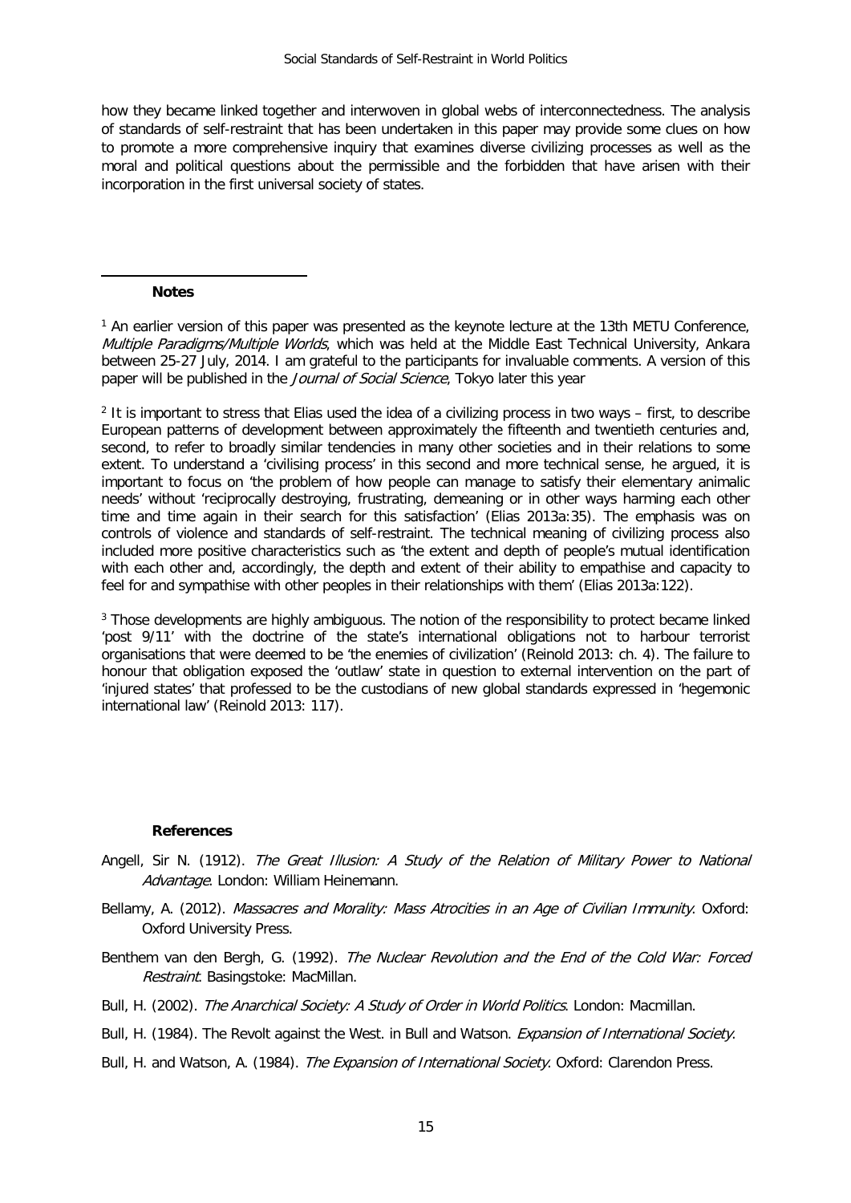how they became linked together and interwoven in global webs of interconnectedness. The analysis of standards of self-restraint that has been undertaken in this paper may provide some clues on how to promote a more comprehensive inquiry that examines diverse civilizing processes as well as the moral and political questions about the permissible and the forbidden that have arisen with their incorporation in the first universal society of states.

**Notes**

[1] An earlier version of this paper was presented as the keynote lecture at the 13th METU Conference, *Multiple Paradigms/Multiple Worlds*, which was held at the Middle East Technical University, Ankara between 25-27 July, 2014. I am grateful to the participants for invaluable comments. A version of this paper will be published in the *Journal of Social Science*, Tokyo later this year

[2] It is important to stress that Elias used the idea of a civilizing process in two ways – first, to describe European patterns of development between approximately the fifteenth and twentieth centuries and, second, to refer to broadly similar tendencies in many other societies and in their relations to some extent. To understand a 'civilising process' in this second and more technical sense, he argued, it is important to focus on 'the problem of how people can manage to satisfy their elementary animalic needs' without 'reciprocally destroying, frustrating, demeaning or in other ways harming each other time and time again in their search for this satisfaction' (Elias 2013a:35). The emphasis was on controls of violence and standards of self-restraint. The technical meaning of civilizing process also included more positive characteristics such as 'the extent and depth of people's mutual identification with each other and, accordingly, the depth and extent of their ability to empathise and capacity to feel for and sympathise with other peoples in their relationships with them' (Elias 2013a:122).

[3] Those developments are highly ambiguous. The notion of the responsibility to protect became linked 'post 9/11' with the doctrine of the state's international obligations not to harbour terrorist organisations that were deemed to be 'the enemies of civilization' (Reinold 2013: ch. 4). The failure to honour that obligation exposed the 'outlaw' state in question to external intervention on the part of 'injured states' that professed to be the custodians of new global standards expressed in 'hegemonic international law' (Reinold 2013: 117).

**References**

Angell, Sir N. (1912). *The Great Illusion: A Study of the Relation of Military Power to National Advantage*. London: William Heinemann.

Bellamy, A. (2012). *Massacres and Morality: Mass Atrocities in an Age of Civilian Immunity*. Oxford: Oxford University Press.

Benthem van den Bergh, G. (1992). *The Nuclear Revolution and the End of the Cold War: Forced Restraint*. Basingstoke: MacMillan.

Bull, H. (2002). *The Anarchical Society: A Study of Order in World Politics*. London: Macmillan.

Bull, H. (1984). The Revolt against the West. in Bull and Watson. *Expansion of International Society*.

Bull, H. and Watson, A. (1984). *The Expansion of International Society*. Oxford: Clarendon Press.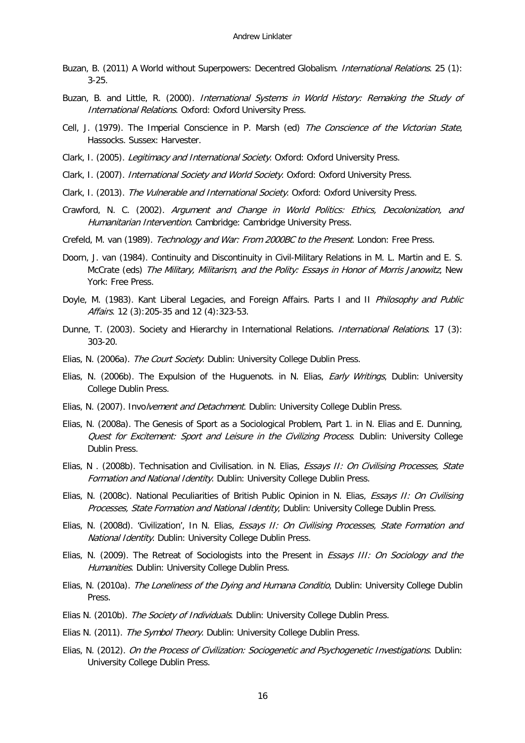Buzan, B. (2011) A World without Superpowers: Decentred Globalism. *International Relations*. 25 (1): 3-25.

Buzan, B. and Little, R. (2000). *International Systems in World History: Remaking the Study of International Relations*. Oxford: Oxford University Press.

Cell, J. (1979). The Imperial Conscience in P. Marsh (ed) *The Conscience of the Victorian State*, Hassocks. Sussex: Harvester.

Clark, I. (2005). *Legitimacy and International Society*. Oxford: Oxford University Press.

Clark, I. (2007). *International Society and World Society*. Oxford: Oxford University Press.

Clark, I. (2013). *The Vulnerable and International Society*. Oxford: Oxford University Press.

Crawford, N. C. (2002). *Argument and Change in World Politics: Ethics, Decolonization, and Humanitarian Intervention*. Cambridge: Cambridge University Press.

Crefeld, M. van (1989). *Technology and War: From 2000BC to the Present*. London: Free Press.

Doorn, J. van (1984). Continuity and Discontinuity in Civil-Military Relations in M. L. Martin and E. S. McCrate (eds) *The Military, Militarism, and the Polity: Essays in Honor of Morris Janowitz*, New York: Free Press.

Doyle, M. (1983). Kant Liberal Legacies, and Foreign Affairs. Parts I and II *Philosophy and Public Affairs*. 12 (3):205-35 and 12 (4):323-53.

Dunne, T. (2003). Society and Hierarchy in International Relations. *International Relations*. 17 (3): 303-20.

Elias, N. (2006a). *The Court Society*. Dublin: University College Dublin Press.

Elias, N. (2006b). The Expulsion of the Huguenots. in N. Elias, *Early Writings*, Dublin: University College Dublin Press.

Elias, N. (2007). Invo*lvement and Detachment*. Dublin: University College Dublin Press.

Elias, N. (2008a). The Genesis of Sport as a Sociological Problem, Part 1. in N. Elias and E. Dunning, *Quest for Excitement: Sport and Leisure in the Civilizing Process*. Dublin: University College Dublin Press.

Elias, N . (2008b). Technisation and Civilisation. in N. Elias, *Essays II: On Civilising Processes, State Formation and National Identity*. Dublin: University College Dublin Press.

Elias, N. (2008c). National Peculiarities of British Public Opinion in N. Elias, *Essays II: On Civilising Processes, State Formation and National Identity*, Dublin: University College Dublin Press.

Elias, N. (2008d). 'Civilization', In N. Elias, *Essays II: On Civilising Processes, State Formation and National Identity*. Dublin: University College Dublin Press.

Elias, N. (2009). The Retreat of Sociologists into the Present in *Essays III: On Sociology and the Humanities*. Dublin: University College Dublin Press.

Elias, N. (2010a). *The Loneliness of the Dying and Humana Conditio*, Dublin: University College Dublin Press.

Elias N. (2010b). *The Society of Individuals*. Dublin: University College Dublin Press.

Elias N. (2011). *The Symbol Theory*. Dublin: University College Dublin Press.

Elias, N. (2012). *On the Process of Civilization: Sociogenetic and Psychogenetic Investigations*. Dublin: University College Dublin Press.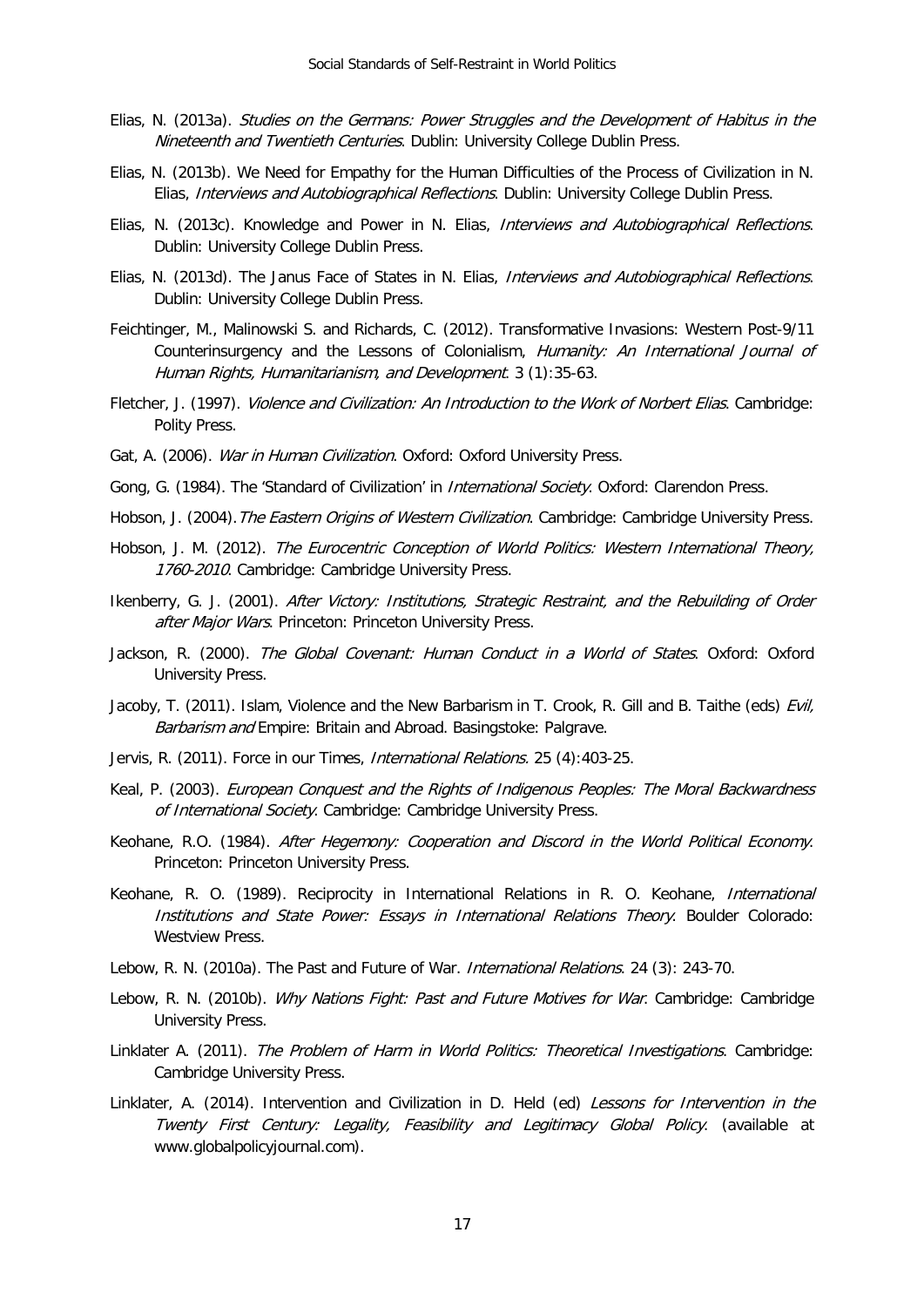Elias, N. (2013a). *Studies on the Germans: Power Struggles and the Development of Habitus in the Nineteenth and Twentieth Centuries*. Dublin: University College Dublin Press.

Elias, N. (2013b). We Need for Empathy for the Human Difficulties of the Process of Civilization in N. Elias, *Interviews and Autobiographical Reflections*. Dublin: University College Dublin Press.

Elias, N. (2013c). Knowledge and Power in N. Elias, *Interviews and Autobiographical Reflections*. Dublin: University College Dublin Press.

Elias, N. (2013d). The Janus Face of States in N. Elias, *Interviews and Autobiographical Reflections*. Dublin: University College Dublin Press.

Feichtinger, M., Malinowski S. and Richards, C. (2012). Transformative Invasions: Western Post-9/11 Counterinsurgency and the Lessons of Colonialism, *Humanity: An International Journal of Human Rights, Humanitarianism, and Development*. 3 (1):35-63.

Fletcher, J. (1997). *Violence and Civilization: An Introduction to the Work of Norbert Elias*. Cambridge: Polity Press.

Gat, A. (2006). *War in Human Civilization*. Oxford: Oxford University Press.

Gong, G. (1984). The 'Standard of Civilization' in *International Society*. Oxford: Clarendon Press.

Hobson, J. (2004). *The Eastern Origins of Western Civilization*. Cambridge: Cambridge University Press.

Hobson, J. M. (2012). *The Eurocentric Conception of World Politics: Western International Theory, 1760-2010*. Cambridge: Cambridge University Press.

Ikenberry, G. J. (2001). *After Victory: Institutions, Strategic Restraint, and the Rebuilding of Order after Major Wars*. Princeton: Princeton University Press.

Jackson, R. (2000). *The Global Covenant: Human Conduct in a World of States*. Oxford: Oxford University Press.

Jacoby, T. (2011). Islam, Violence and the New Barbarism in T. Crook, R. Gill and B. Taithe (eds) *Evil, Barbarism and* Empire: Britain and Abroad. Basingstoke: Palgrave.

Jervis, R. (2011). Force in our Times, *International Relations*. 25 (4):403-25.

Keal, P. (2003). *European Conquest and the Rights of Indigenous Peoples: The Moral Backwardness of International Society*. Cambridge: Cambridge University Press.

Keohane, R.O. (1984). *After Hegemony: Cooperation and Discord in the World Political Economy*. Princeton: Princeton University Press.

Keohane, R. O. (1989). Reciprocity in International Relations in R. O. Keohane, *International Institutions and State Power: Essays in International Relations Theory*. Boulder Colorado: Westview Press.

Lebow, R. N. (2010a). The Past and Future of War. *International Relations*. 24 (3): 243-70.

Lebow, R. N. (2010b). *Why Nations Fight: Past and Future Motives for War*. Cambridge: Cambridge University Press.

Linklater A. (2011). *The Problem of Harm in World Politics: Theoretical Investigations*. Cambridge: Cambridge University Press.

Linklater, A. (2014). Intervention and Civilization in D. Held (ed) *Lessons for Intervention in the Twenty First Century: Legality, Feasibility and Legitimacy Global Policy*. (available at www.globalpolicyjournal.com).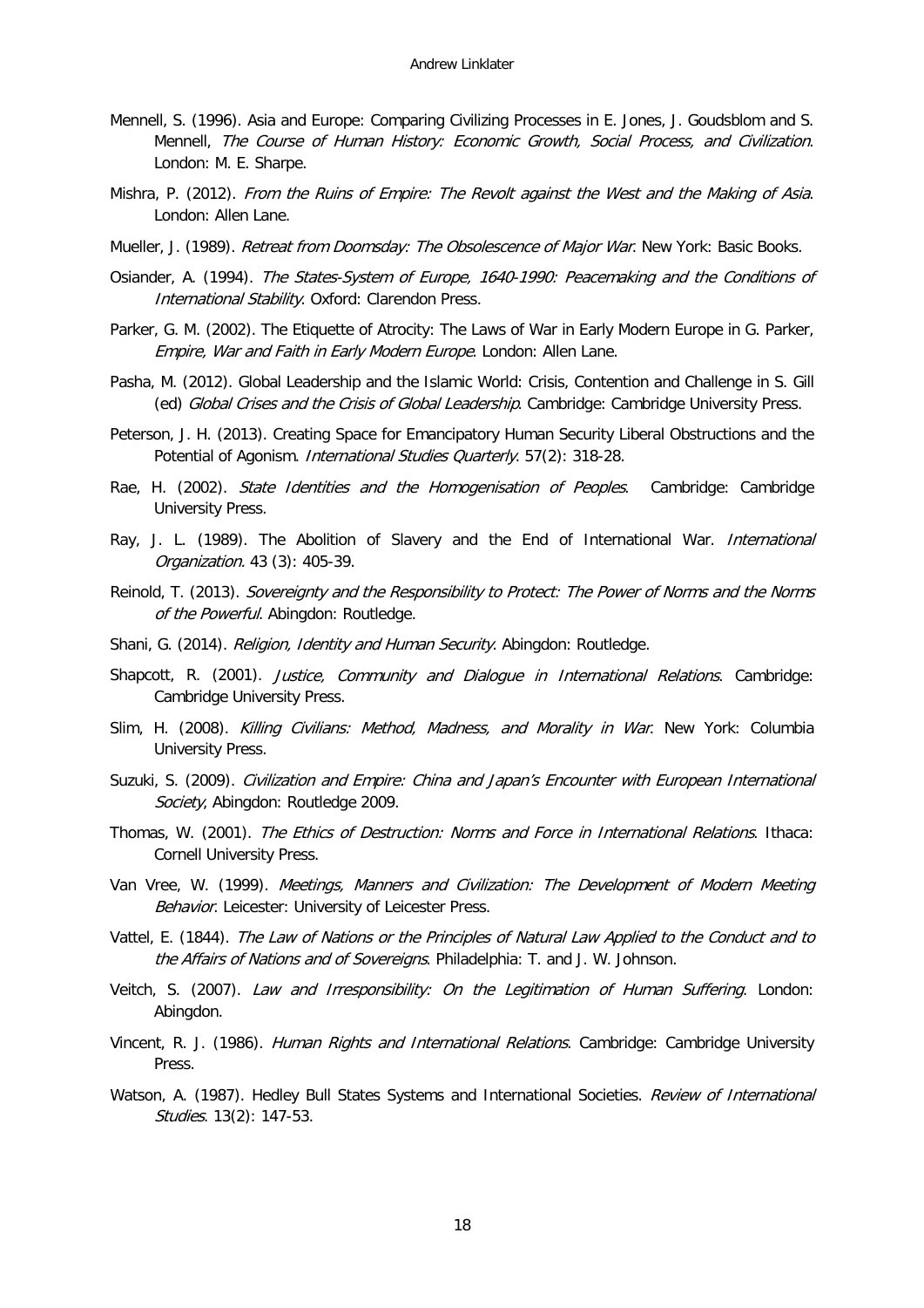Mennell, S. (1996). Asia and Europe: Comparing Civilizing Processes in E. Jones, J. Goudsblom and S. Mennell, *The Course of Human History: Economic Growth, Social Process, and Civilization*. London: M. E. Sharpe.

Mishra, P. (2012). *From the Ruins of Empire: The Revolt against the West and the Making of Asia*. London: Allen Lane.

Mueller, J. (1989). *Retreat from Doomsday: The Obsolescence of Major War*. New York: Basic Books.

Osiander, A. (1994). *The States-System of Europe, 1640-1990: Peacemaking and the Conditions of International Stability*. Oxford: Clarendon Press.

Parker, G. M. (2002). The Etiquette of Atrocity: The Laws of War in Early Modern Europe in G. Parker, *Empire, War and Faith in Early Modern Europe*. London: Allen Lane.

Pasha, M. (2012). Global Leadership and the Islamic World: Crisis, Contention and Challenge in S. Gill (ed) *Global Crises and the Crisis of Global Leadership*. Cambridge: Cambridge University Press.

Peterson, J. H. (2013). Creating Space for Emancipatory Human Security Liberal Obstructions and the Potential of Agonism. *International Studies Quarterly*. 57(2): 318-28.

Rae, H. (2002). *State Identities and the Homogenisation of Peoples*. Cambridge: Cambridge University Press.

Ray, J. L. (1989). The Abolition of Slavery and the End of International War. *International Organization*. 43 (3): 405-39.

Reinold, T. (2013). *Sovereignty and the Responsibility to Protect: The Power of Norms and the Norms of the Powerful*. Abingdon: Routledge.

Shani, G. (2014). *Religion, Identity and Human Security*. Abingdon: Routledge.

Shapcott, R. (2001). *Justice, Community and Dialogue in International Relations*. Cambridge: Cambridge University Press.

Slim, H. (2008). *Killing Civilians: Method, Madness, and Morality in War*. New York: Columbia University Press.

Suzuki, S. (2009). *Civilization and Empire: China and Japan's Encounter with European International Society*, Abingdon: Routledge 2009.

Thomas, W. (2001). *The Ethics of Destruction: Norms and Force in International Relations*. Ithaca: Cornell University Press.

Van Vree, W. (1999). *Meetings, Manners and Civilization: The Development of Modern Meeting Behavior*. Leicester: University of Leicester Press.

Vattel, E. (1844). *The Law of Nations or the Principles of Natural Law Applied to the Conduct and to the Affairs of Nations and of Sovereigns*. Philadelphia: T. and J. W. Johnson.

Veitch, S. (2007). *Law and Irresponsibility: On the Legitimation of Human Suffering*. London: Abingdon.

Vincent, R. J. (1986). *Human Rights and International Relations*. Cambridge: Cambridge University Press.

Watson, A. (1987). Hedley Bull States Systems and International Societies. *Review of International Studies*. 13(2): 147-53.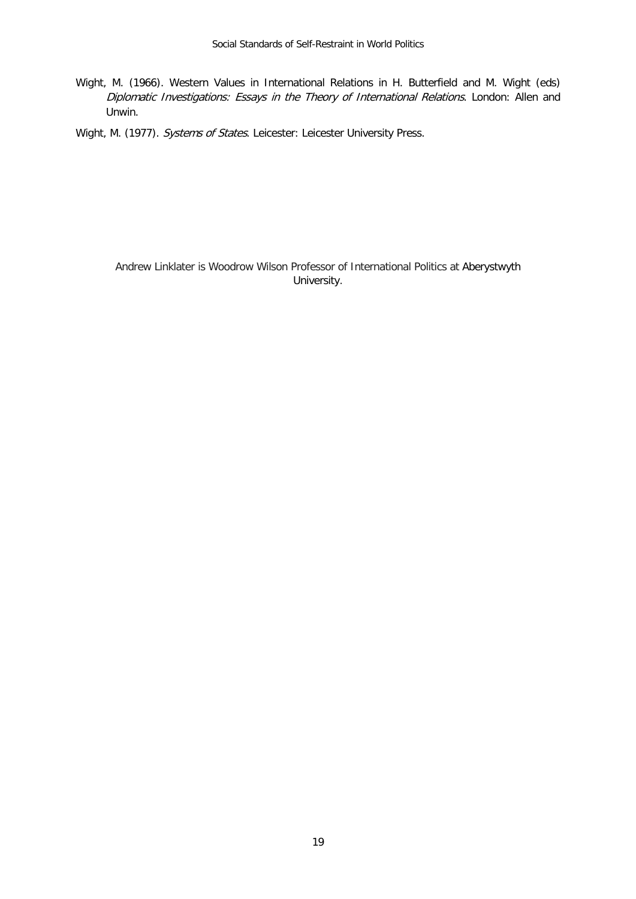Wight, M. (1966). Western Values in International Relations in H. Butterfield and M. Wight (eds) *Diplomatic Investigations: Essays in the Theory of International Relations*. London: Allen and Unwin.

Wight, M. (1977). *Systems of States*. Leicester: Leicester University Press.

Andrew Linklater is Woodrow Wilson Professor of International Politics at Aberystwyth University.